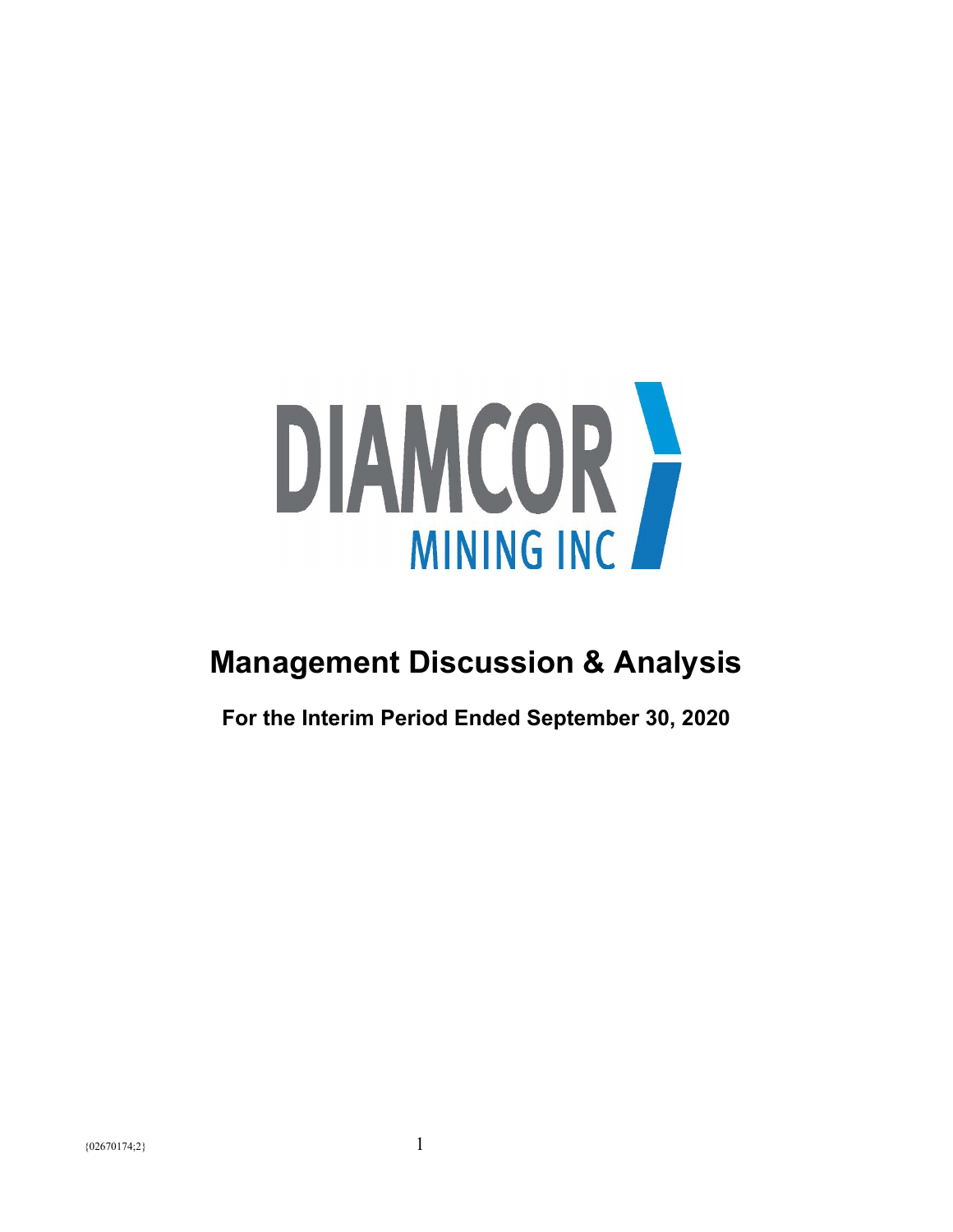DIAMCOR MINING INC

# Management Discussion & Analysis

**For the Interim Period Ended September 30, 2020**

{02670174;2}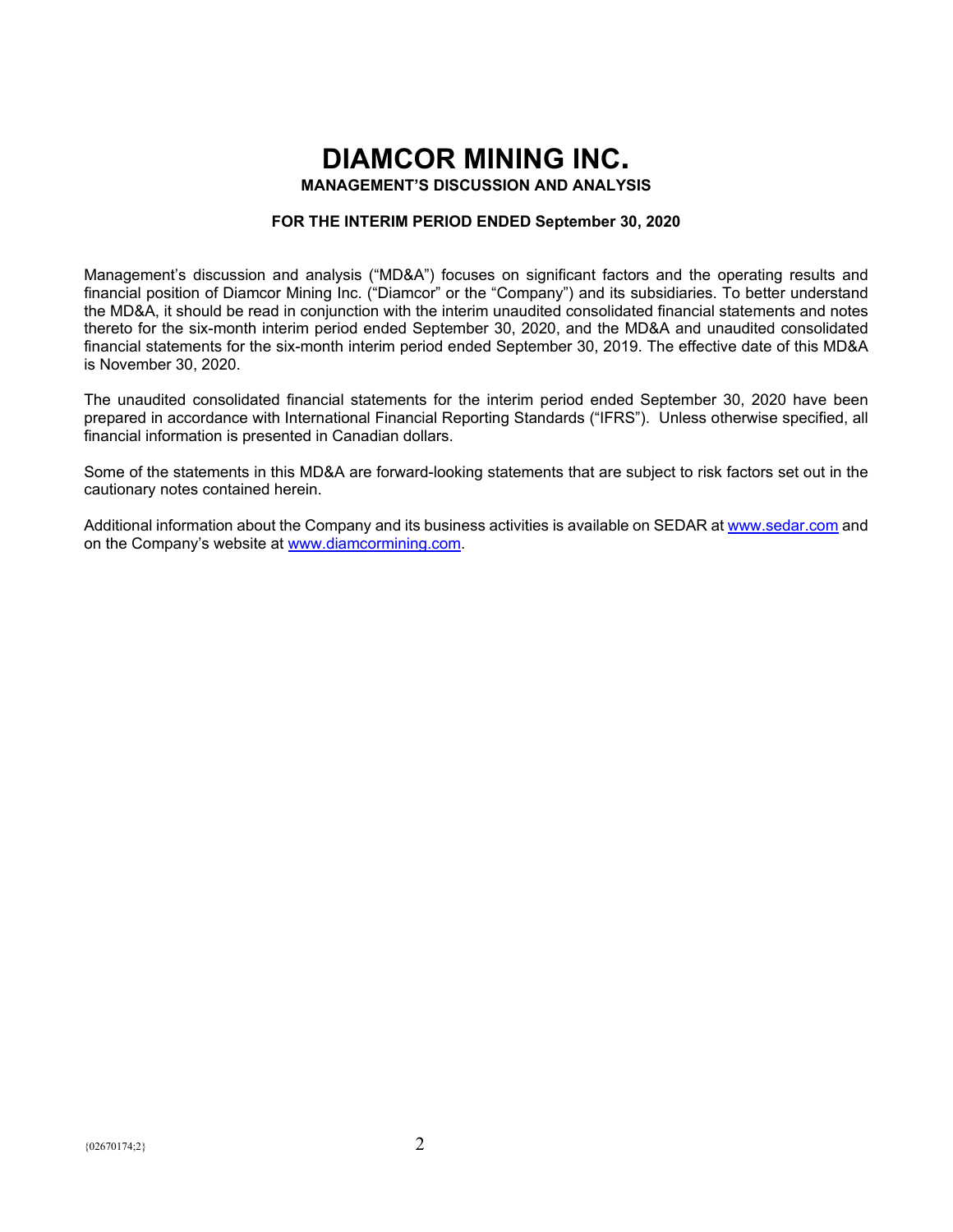# DIAMCOR MINING INC.

**MANAGEMENT'S DISCUSSION AND ANALYSIS**

**FOR THE INTERIM PERIOD ENDED September 30, 2020**

Management's discussion and analysis ("MD&A") focuses on significant factors and the operating results and financial position of Diamcor Mining Inc. ("Diamcor" or the "Company") and its subsidiaries. To better understand the MD&A, it should be read in conjunction with the interim unaudited consolidated financial statements and notes thereto for the six-month interim period ended September 30, 2020, and the MD&A and unaudited consolidated financial statements for the six-month interim period ended September 30, 2019. The effective date of this MD&A is November 30, 2020.

The unaudited consolidated financial statements for the interim period ended September 30, 2020 have been prepared in accordance with International Financial Reporting Standards ("IFRS"). Unless otherwise specified, all financial information is presented in Canadian dollars.

Some of the statements in this MD&A are forward-looking statements that are subject to risk factors set out in the cautionary notes contained herein.

Additional information about the Company and its business activities is available on SEDAR at www.sedar.com and on the Company's website at www.diamcormining.com.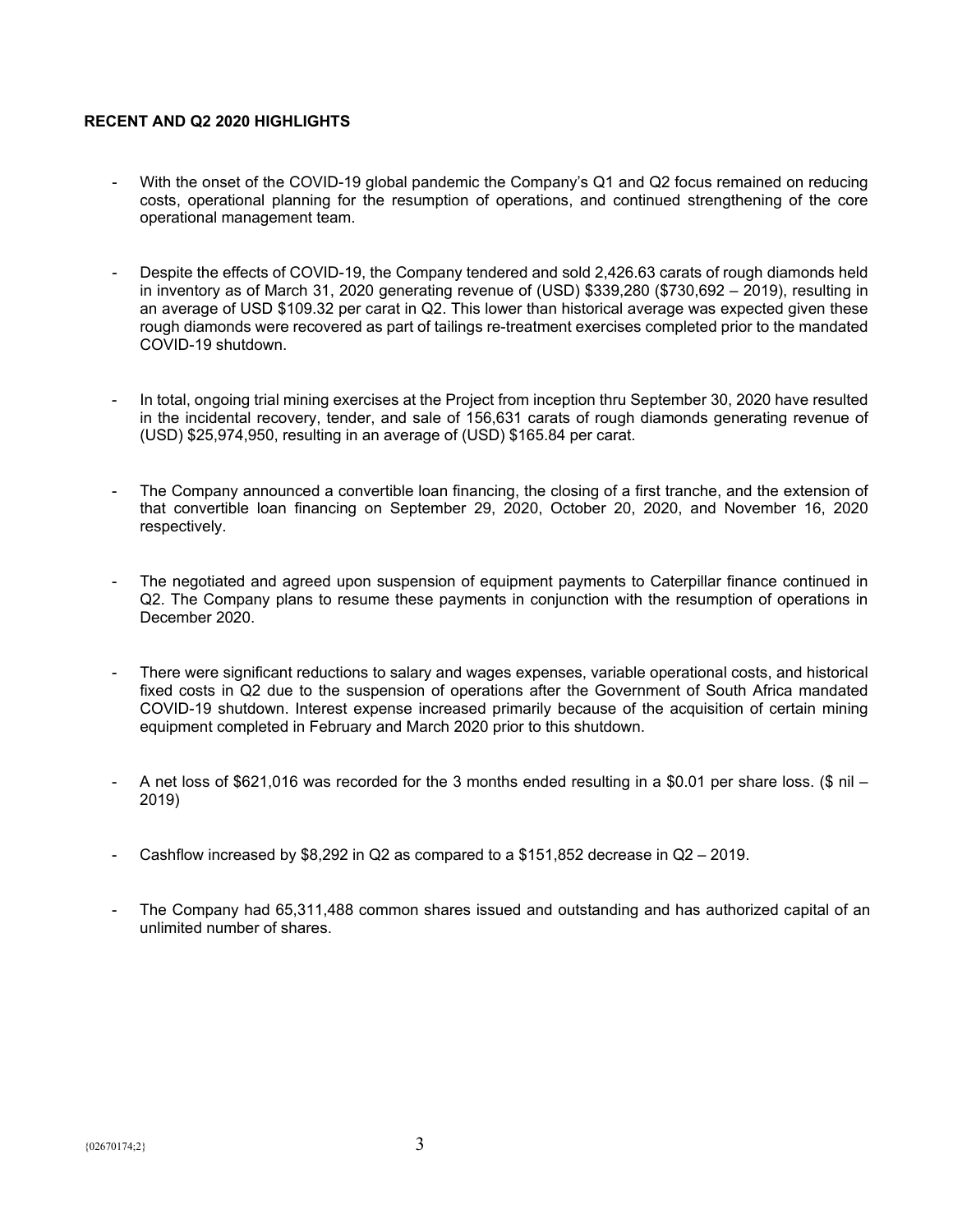## RECENT AND Q2 2020 HIGHLIGHTS

- With the onset of the COVID-19 global pandemic the Company's Q1 and Q2 focus remained on reducing costs, operational planning for the resumption of operations, and continued strengthening of the core operational management team.

- Despite the effects of COVID-19, the Company tendered and sold 2,426.63 carats of rough diamonds held in inventory as of March 31, 2020 generating revenue of (USD) $339,280 ($730,692 – 2019), resulting in an average of USD $109.32 per carat in Q2. This lower than historical average was expected given these rough diamonds were recovered as part of tailings re-treatment exercises completed prior to the mandated COVID-19 shutdown.

- In total, ongoing trial mining exercises at the Project from inception thru September 30, 2020 have resulted in the incidental recovery, tender, and sale of 156,631 carats of rough diamonds generating revenue of (USD) $25,974,950, resulting in an average of (USD) $165.84 per carat.

- The Company announced a convertible loan financing, the closing of a first tranche, and the extension of that convertible loan financing on September 29, 2020, October 20, 2020, and November 16, 2020 respectively.

- The negotiated and agreed upon suspension of equipment payments to Caterpillar finance continued in Q2. The Company plans to resume these payments in conjunction with the resumption of operations in December 2020.

- There were significant reductions to salary and wages expenses, variable operational costs, and historical fixed costs in Q2 due to the suspension of operations after the Government of South Africa mandated COVID-19 shutdown. Interest expense increased primarily because of the acquisition of certain mining equipment completed in February and March 2020 prior to this shutdown.

- A net loss of $621,016 was recorded for the 3 months ended resulting in a $0.01 per share loss. ($ nil – 2019)

- Cashflow increased by $8,292 in Q2 as compared to a $151,852 decrease in Q2 – 2019.

- The Company had 65,311,488 common shares issued and outstanding and has authorized capital of an unlimited number of shares.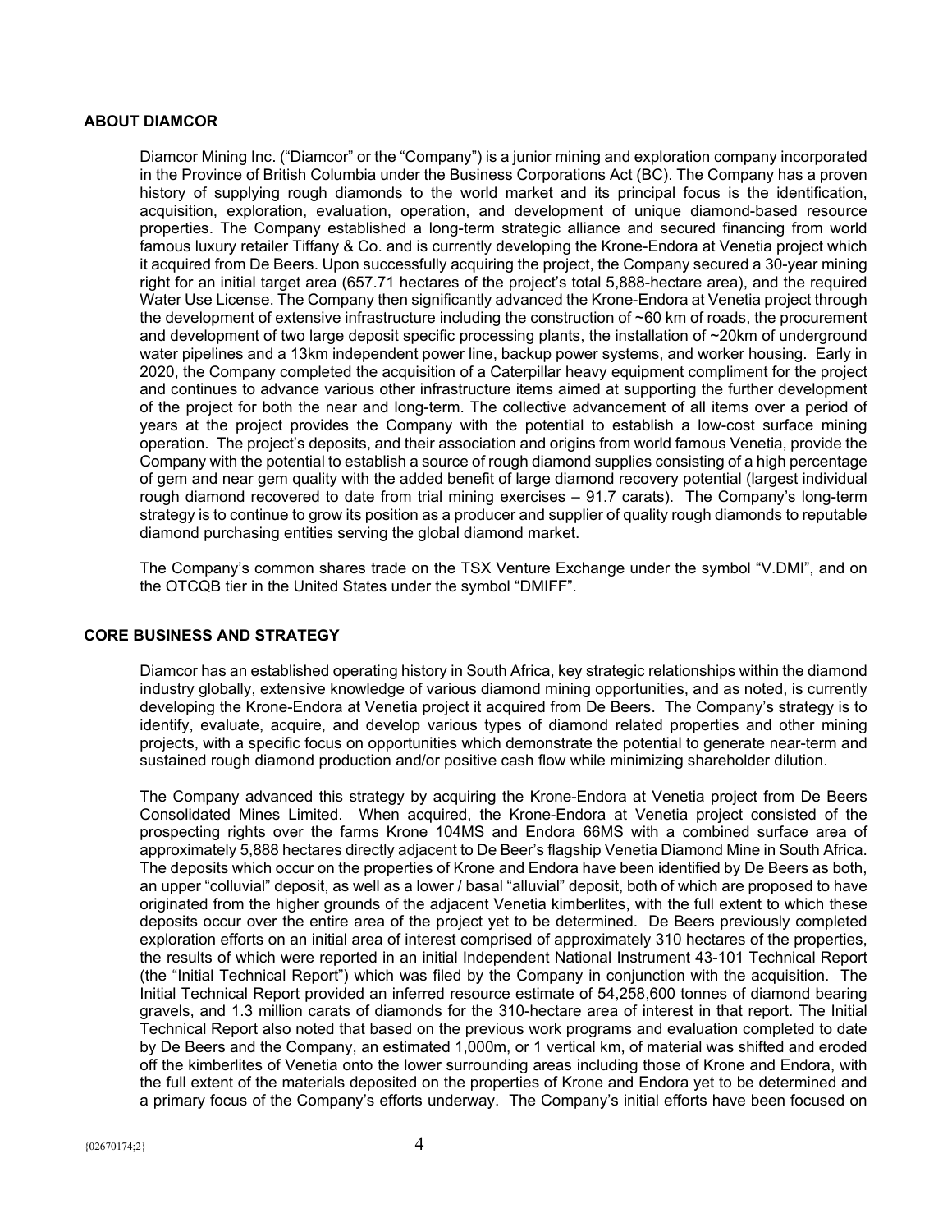## ABOUT DIAMCOR

Diamcor Mining Inc. ("Diamcor" or the "Company") is a junior mining and exploration company incorporated in the Province of British Columbia under the Business Corporations Act (BC). The Company has a proven history of supplying rough diamonds to the world market and its principal focus is the identification, acquisition, exploration, evaluation, operation, and development of unique diamond-based resource properties. The Company established a long-term strategic alliance and secured financing from world famous luxury retailer Tiffany & Co. and is currently developing the Krone-Endora at Venetia project which it acquired from De Beers. Upon successfully acquiring the project, the Company secured a 30-year mining right for an initial target area (657.71 hectares of the project's total 5,888-hectare area), and the required Water Use License. The Company then significantly advanced the Krone-Endora at Venetia project through the development of extensive infrastructure including the construction of ~60 km of roads, the procurement and development of two large deposit specific processing plants, the installation of ~20km of underground water pipelines and a 13km independent power line, backup power systems, and worker housing. Early in 2020, the Company completed the acquisition of a Caterpillar heavy equipment compliment for the project and continues to advance various other infrastructure items aimed at supporting the further development of the project for both the near and long-term. The collective advancement of all items over a period of years at the project provides the Company with the potential to establish a low-cost surface mining operation. The project's deposits, and their association and origins from world famous Venetia, provide the Company with the potential to establish a source of rough diamond supplies consisting of a high percentage of gem and near gem quality with the added benefit of large diamond recovery potential (largest individual rough diamond recovered to date from trial mining exercises – 91.7 carats). The Company's long-term strategy is to continue to grow its position as a producer and supplier of quality rough diamonds to reputable diamond purchasing entities serving the global diamond market.

The Company's common shares trade on the TSX Venture Exchange under the symbol "V.DMI", and on the OTCQB tier in the United States under the symbol "DMIFF".

## CORE BUSINESS AND STRATEGY

Diamcor has an established operating history in South Africa, key strategic relationships within the diamond industry globally, extensive knowledge of various diamond mining opportunities, and as noted, is currently developing the Krone-Endora at Venetia project it acquired from De Beers. The Company's strategy is to identify, evaluate, acquire, and develop various types of diamond related properties and other mining projects, with a specific focus on opportunities which demonstrate the potential to generate near-term and sustained rough diamond production and/or positive cash flow while minimizing shareholder dilution.

The Company advanced this strategy by acquiring the Krone-Endora at Venetia project from De Beers Consolidated Mines Limited. When acquired, the Krone-Endora at Venetia project consisted of the prospecting rights over the farms Krone 104MS and Endora 66MS with a combined surface area of approximately 5,888 hectares directly adjacent to De Beer's flagship Venetia Diamond Mine in South Africa. The deposits which occur on the properties of Krone and Endora have been identified by De Beers as both, an upper "colluvial" deposit, as well as a lower / basal "alluvial" deposit, both of which are proposed to have originated from the higher grounds of the adjacent Venetia kimberlites, with the full extent to which these deposits occur over the entire area of the project yet to be determined. De Beers previously completed exploration efforts on an initial area of interest comprised of approximately 310 hectares of the properties, the results of which were reported in an initial Independent National Instrument 43-101 Technical Report (the "Initial Technical Report") which was filed by the Company in conjunction with the acquisition. The Initial Technical Report provided an inferred resource estimate of 54,258,600 tonnes of diamond bearing gravels, and 1.3 million carats of diamonds for the 310-hectare area of interest in that report. The Initial Technical Report also noted that based on the previous work programs and evaluation completed to date by De Beers and the Company, an estimated 1,000m, or 1 vertical km, of material was shifted and eroded off the kimberlites of Venetia onto the lower surrounding areas including those of Krone and Endora, with the full extent of the materials deposited on the properties of Krone and Endora yet to be determined and a primary focus of the Company's efforts underway. The Company's initial efforts have been focused on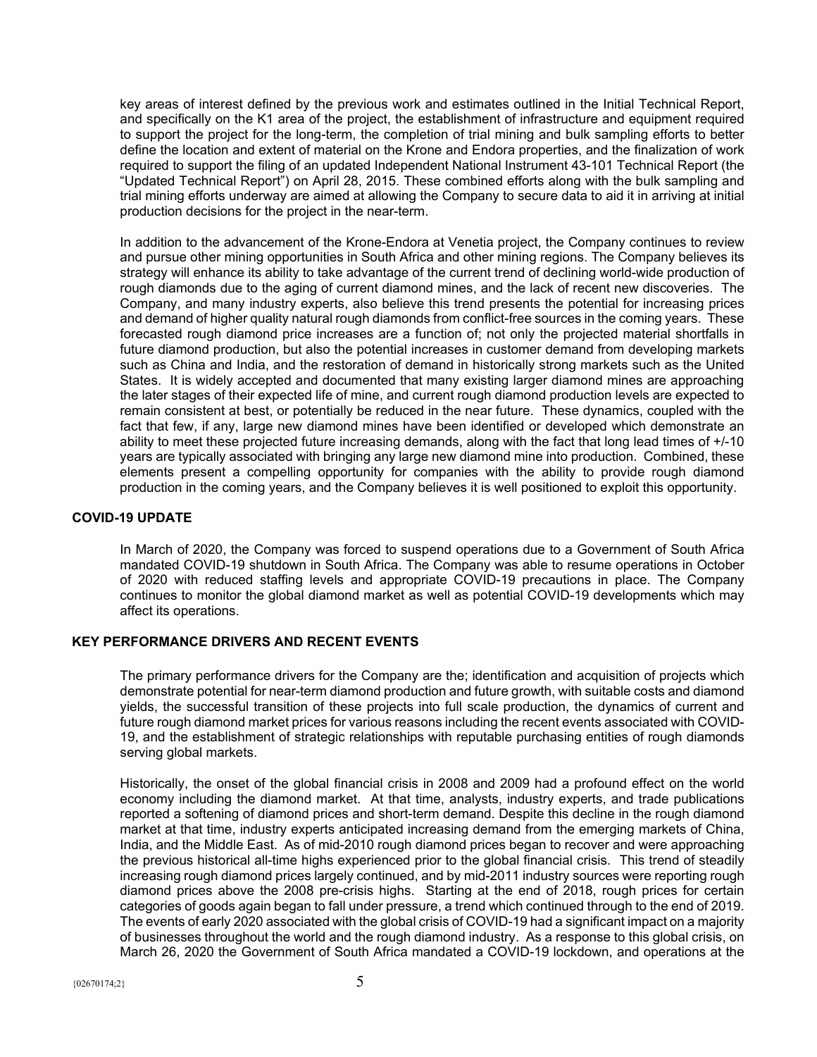key areas of interest defined by the previous work and estimates outlined in the Initial Technical Report, and specifically on the K1 area of the project, the establishment of infrastructure and equipment required to support the project for the long-term, the completion of trial mining and bulk sampling efforts to better define the location and extent of material on the Krone and Endora properties, and the finalization of work required to support the filing of an updated Independent National Instrument 43-101 Technical Report (the "Updated Technical Report") on April 28, 2015. These combined efforts along with the bulk sampling and trial mining efforts underway are aimed at allowing the Company to secure data to aid it in arriving at initial production decisions for the project in the near-term.

In addition to the advancement of the Krone-Endora at Venetia project, the Company continues to review and pursue other mining opportunities in South Africa and other mining regions. The Company believes its strategy will enhance its ability to take advantage of the current trend of declining world-wide production of rough diamonds due to the aging of current diamond mines, and the lack of recent new discoveries. The Company, and many industry experts, also believe this trend presents the potential for increasing prices and demand of higher quality natural rough diamonds from conflict-free sources in the coming years. These forecasted rough diamond price increases are a function of; not only the projected material shortfalls in future diamond production, but also the potential increases in customer demand from developing markets such as China and India, and the restoration of demand in historically strong markets such as the United States. It is widely accepted and documented that many existing larger diamond mines are approaching the later stages of their expected life of mine, and current rough diamond production levels are expected to remain consistent at best, or potentially be reduced in the near future. These dynamics, coupled with the fact that few, if any, large new diamond mines have been identified or developed which demonstrate an ability to meet these projected future increasing demands, along with the fact that long lead times of +/-10 years are typically associated with bringing any large new diamond mine into production. Combined, these elements present a compelling opportunity for companies with the ability to provide rough diamond production in the coming years, and the Company believes it is well positioned to exploit this opportunity.

## COVID-19 UPDATE

In March of 2020, the Company was forced to suspend operations due to a Government of South Africa mandated COVID-19 shutdown in South Africa. The Company was able to resume operations in October of 2020 with reduced staffing levels and appropriate COVID-19 precautions in place. The Company continues to monitor the global diamond market as well as potential COVID-19 developments which may affect its operations.

## KEY PERFORMANCE DRIVERS AND RECENT EVENTS

The primary performance drivers for the Company are the; identification and acquisition of projects which demonstrate potential for near-term diamond production and future growth, with suitable costs and diamond yields, the successful transition of these projects into full scale production, the dynamics of current and future rough diamond market prices for various reasons including the recent events associated with COVID-19, and the establishment of strategic relationships with reputable purchasing entities of rough diamonds serving global markets.

Historically, the onset of the global financial crisis in 2008 and 2009 had a profound effect on the world economy including the diamond market. At that time, analysts, industry experts, and trade publications reported a softening of diamond prices and short-term demand. Despite this decline in the rough diamond market at that time, industry experts anticipated increasing demand from the emerging markets of China, India, and the Middle East. As of mid-2010 rough diamond prices began to recover and were approaching the previous historical all-time highs experienced prior to the global financial crisis. This trend of steadily increasing rough diamond prices largely continued, and by mid-2011 industry sources were reporting rough diamond prices above the 2008 pre-crisis highs. Starting at the end of 2018, rough prices for certain categories of goods again began to fall under pressure, a trend which continued through to the end of 2019. The events of early 2020 associated with the global crisis of COVID-19 had a significant impact on a majority of businesses throughout the world and the rough diamond industry. As a response to this global crisis, on March 26, 2020 the Government of South Africa mandated a COVID-19 lockdown, and operations at the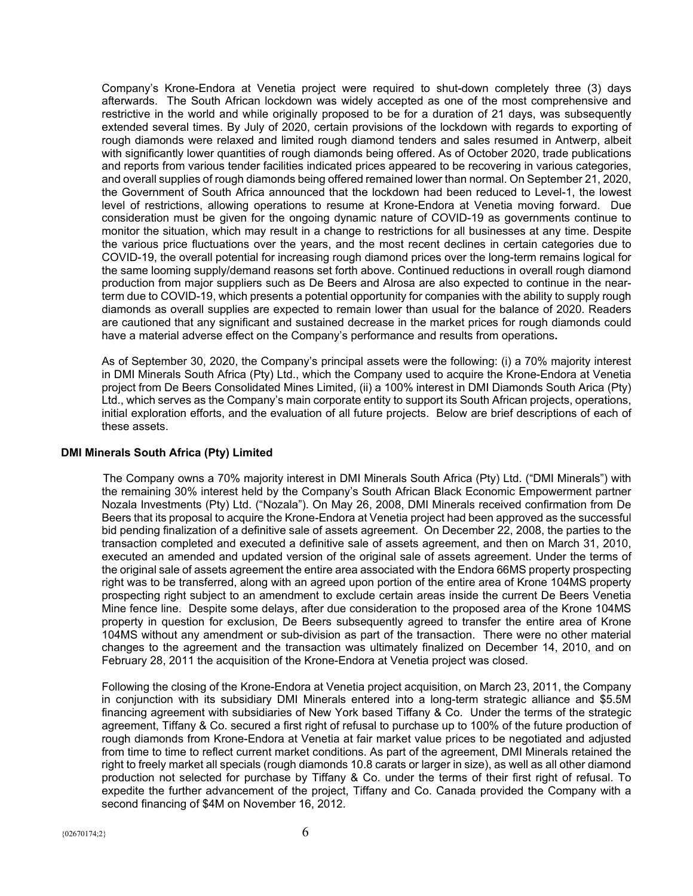Company's Krone-Endora at Venetia project were required to shut-down completely three (3) days afterwards. The South African lockdown was widely accepted as one of the most comprehensive and restrictive in the world and while originally proposed to be for a duration of 21 days, was subsequently extended several times. By July of 2020, certain provisions of the lockdown with regards to exporting of rough diamonds were relaxed and limited rough diamond tenders and sales resumed in Antwerp, albeit with significantly lower quantities of rough diamonds being offered. As of October 2020, trade publications and reports from various tender facilities indicated prices appeared to be recovering in various categories, and overall supplies of rough diamonds being offered remained lower than normal. On September 21, 2020, the Government of South Africa announced that the lockdown had been reduced to Level-1, the lowest level of restrictions, allowing operations to resume at Krone-Endora at Venetia moving forward. Due consideration must be given for the ongoing dynamic nature of COVID-19 as governments continue to monitor the situation, which may result in a change to restrictions for all businesses at any time. Despite the various price fluctuations over the years, and the most recent declines in certain categories due to COVID-19, the overall potential for increasing rough diamond prices over the long-term remains logical for the same looming supply/demand reasons set forth above. Continued reductions in overall rough diamond production from major suppliers such as De Beers and Alrosa are also expected to continue in the near-term due to COVID-19, which presents a potential opportunity for companies with the ability to supply rough diamonds as overall supplies are expected to remain lower than usual for the balance of 2020. Readers are cautioned that any significant and sustained decrease in the market prices for rough diamonds could have a material adverse effect on the Company's performance and results from operations**.**

As of September 30, 2020, the Company's principal assets were the following: (i) a 70% majority interest in DMI Minerals South Africa (Pty) Ltd., which the Company used to acquire the Krone-Endora at Venetia project from De Beers Consolidated Mines Limited, (ii) a 100% interest in DMI Diamonds South Arica (Pty) Ltd., which serves as the Company's main corporate entity to support its South African projects, operations, initial exploration efforts, and the evaluation of all future projects. Below are brief descriptions of each of these assets.

**DMI Minerals South Africa (Pty) Limited**

The Company owns a 70% majority interest in DMI Minerals South Africa (Pty) Ltd. ("DMI Minerals") with the remaining 30% interest held by the Company's South African Black Economic Empowerment partner Nozala Investments (Pty) Ltd. ("Nozala"). On May 26, 2008, DMI Minerals received confirmation from De Beers that its proposal to acquire the Krone-Endora at Venetia project had been approved as the successful bid pending finalization of a definitive sale of assets agreement. On December 22, 2008, the parties to the transaction completed and executed a definitive sale of assets agreement, and then on March 31, 2010, executed an amended and updated version of the original sale of assets agreement. Under the terms of the original sale of assets agreement the entire area associated with the Endora 66MS property prospecting right was to be transferred, along with an agreed upon portion of the entire area of Krone 104MS property prospecting right subject to an amendment to exclude certain areas inside the current De Beers Venetia Mine fence line. Despite some delays, after due consideration to the proposed area of the Krone 104MS property in question for exclusion, De Beers subsequently agreed to transfer the entire area of Krone 104MS without any amendment or sub-division as part of the transaction. There were no other material changes to the agreement and the transaction was ultimately finalized on December 14, 2010, and on February 28, 2011 the acquisition of the Krone-Endora at Venetia project was closed.

Following the closing of the Krone-Endora at Venetia project acquisition, on March 23, 2011, the Company in conjunction with its subsidiary DMI Minerals entered into a long-term strategic alliance and $5.5M financing agreement with subsidiaries of New York based Tiffany & Co. Under the terms of the strategic agreement, Tiffany & Co. secured a first right of refusal to purchase up to 100% of the future production of rough diamonds from Krone-Endora at Venetia at fair market value prices to be negotiated and adjusted from time to time to reflect current market conditions. As part of the agreement, DMI Minerals retained the right to freely market all specials (rough diamonds 10.8 carats or larger in size), as well as all other diamond production not selected for purchase by Tiffany & Co. under the terms of their first right of refusal. To expedite the further advancement of the project, Tiffany and Co. Canada provided the Company with a second financing of $4M on November 16, 2012.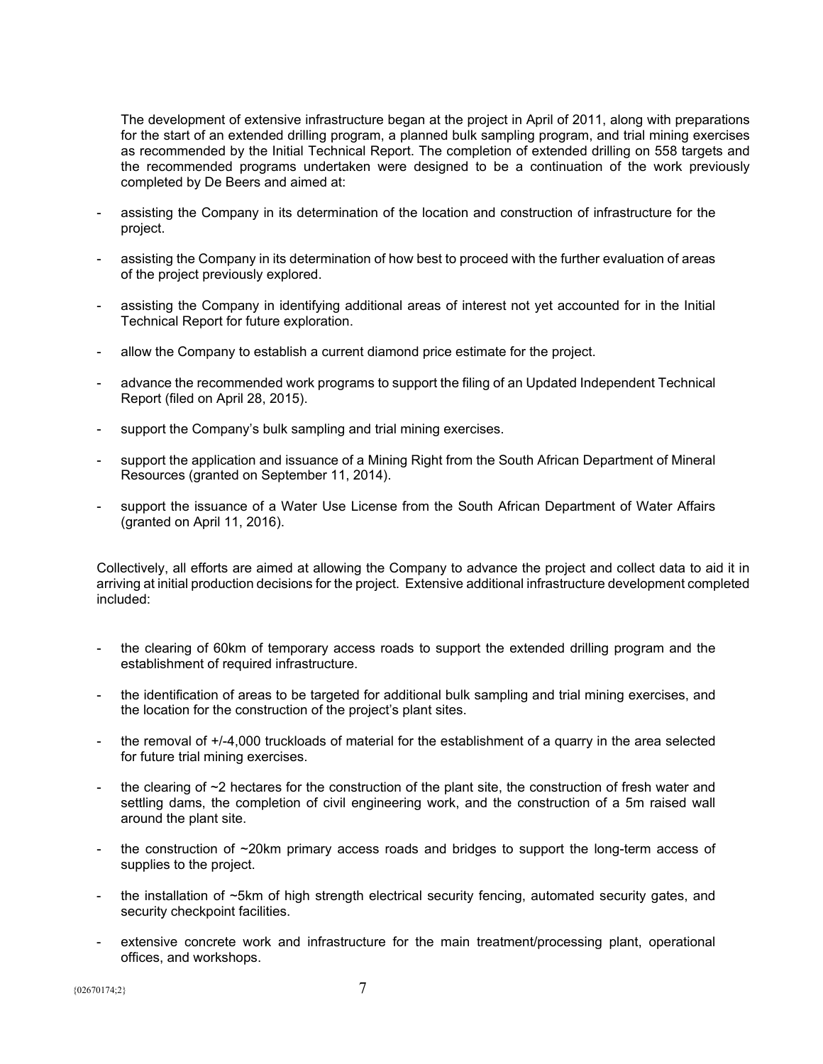The development of extensive infrastructure began at the project in April of 2011, along with preparations for the start of an extended drilling program, a planned bulk sampling program, and trial mining exercises as recommended by the Initial Technical Report. The completion of extended drilling on 558 targets and the recommended programs undertaken were designed to be a continuation of the work previously completed by De Beers and aimed at:

- assisting the Company in its determination of the location and construction of infrastructure for the project.
- assisting the Company in its determination of how best to proceed with the further evaluation of areas of the project previously explored.
- assisting the Company in identifying additional areas of interest not yet accounted for in the Initial Technical Report for future exploration.
- allow the Company to establish a current diamond price estimate for the project.
- advance the recommended work programs to support the filing of an Updated Independent Technical Report (filed on April 28, 2015).
- support the Company's bulk sampling and trial mining exercises.
- support the application and issuance of a Mining Right from the South African Department of Mineral Resources (granted on September 11, 2014).
- support the issuance of a Water Use License from the South African Department of Water Affairs (granted on April 11, 2016).

Collectively, all efforts are aimed at allowing the Company to advance the project and collect data to aid it in arriving at initial production decisions for the project. Extensive additional infrastructure development completed included:

- the clearing of 60km of temporary access roads to support the extended drilling program and the establishment of required infrastructure.
- the identification of areas to be targeted for additional bulk sampling and trial mining exercises, and the location for the construction of the project's plant sites.
- the removal of +/-4,000 truckloads of material for the establishment of a quarry in the area selected for future trial mining exercises.
- the clearing of ~2 hectares for the construction of the plant site, the construction of fresh water and settling dams, the completion of civil engineering work, and the construction of a 5m raised wall around the plant site.
- the construction of ~20km primary access roads and bridges to support the long-term access of supplies to the project.
- the installation of ~5km of high strength electrical security fencing, automated security gates, and security checkpoint facilities.
- extensive concrete work and infrastructure for the main treatment/processing plant, operational offices, and workshops.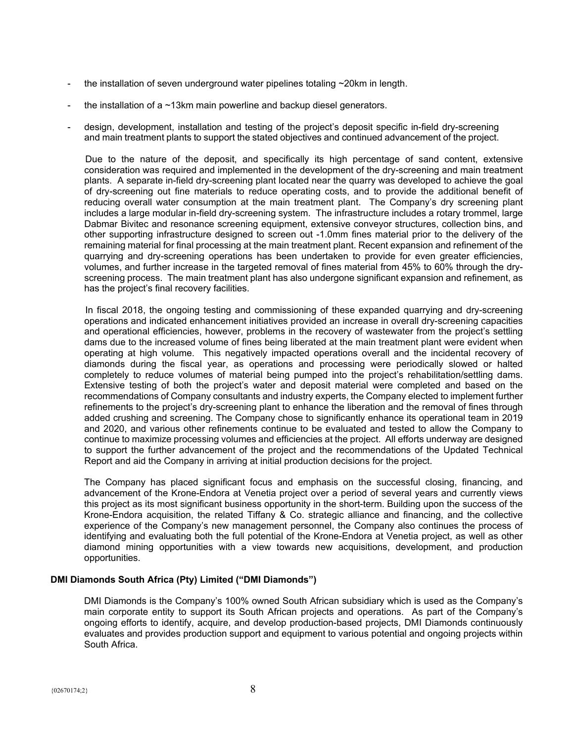- the installation of seven underground water pipelines totaling ~20km in length.

- the installation of a ~13km main powerline and backup diesel generators.

- design, development, installation and testing of the project's deposit specific in-field dry-screening and main treatment plants to support the stated objectives and continued advancement of the project.

Due to the nature of the deposit, and specifically its high percentage of sand content, extensive consideration was required and implemented in the development of the dry-screening and main treatment plants. A separate in-field dry-screening plant located near the quarry was developed to achieve the goal of dry-screening out fine materials to reduce operating costs, and to provide the additional benefit of reducing overall water consumption at the main treatment plant. The Company's dry screening plant includes a large modular in-field dry-screening system. The infrastructure includes a rotary trommel, large Dabmar Bivitec and resonance screening equipment, extensive conveyor structures, collection bins, and other supporting infrastructure designed to screen out -1.0mm fines material prior to the delivery of the remaining material for final processing at the main treatment plant. Recent expansion and refinement of the quarrying and dry-screening operations has been undertaken to provide for even greater efficiencies, volumes, and further increase in the targeted removal of fines material from 45% to 60% through the dry-screening process. The main treatment plant has also undergone significant expansion and refinement, as has the project's final recovery facilities.

In fiscal 2018, the ongoing testing and commissioning of these expanded quarrying and dry-screening operations and indicated enhancement initiatives provided an increase in overall dry-screening capacities and operational efficiencies, however, problems in the recovery of wastewater from the project's settling dams due to the increased volume of fines being liberated at the main treatment plant were evident when operating at high volume. This negatively impacted operations overall and the incidental recovery of diamonds during the fiscal year, as operations and processing were periodically slowed or halted completely to reduce volumes of material being pumped into the project's rehabilitation/settling dams. Extensive testing of both the project's water and deposit material were completed and based on the recommendations of Company consultants and industry experts, the Company elected to implement further refinements to the project's dry-screening plant to enhance the liberation and the removal of fines through added crushing and screening. The Company chose to significantly enhance its operational team in 2019 and 2020, and various other refinements continue to be evaluated and tested to allow the Company to continue to maximize processing volumes and efficiencies at the project. All efforts underway are designed to support the further advancement of the project and the recommendations of the Updated Technical Report and aid the Company in arriving at initial production decisions for the project.

The Company has placed significant focus and emphasis on the successful closing, financing, and advancement of the Krone-Endora at Venetia project over a period of several years and currently views this project as its most significant business opportunity in the short-term. Building upon the success of the Krone-Endora acquisition, the related Tiffany & Co. strategic alliance and financing, and the collective experience of the Company's new management personnel, the Company also continues the process of identifying and evaluating both the full potential of the Krone-Endora at Venetia project, as well as other diamond mining opportunities with a view towards new acquisitions, development, and production opportunities.

**DMI Diamonds South Africa (Pty) Limited ("DMI Diamonds")**

DMI Diamonds is the Company's 100% owned South African subsidiary which is used as the Company's main corporate entity to support its South African projects and operations. As part of the Company's ongoing efforts to identify, acquire, and develop production-based projects, DMI Diamonds continuously evaluates and provides production support and equipment to various potential and ongoing projects within South Africa.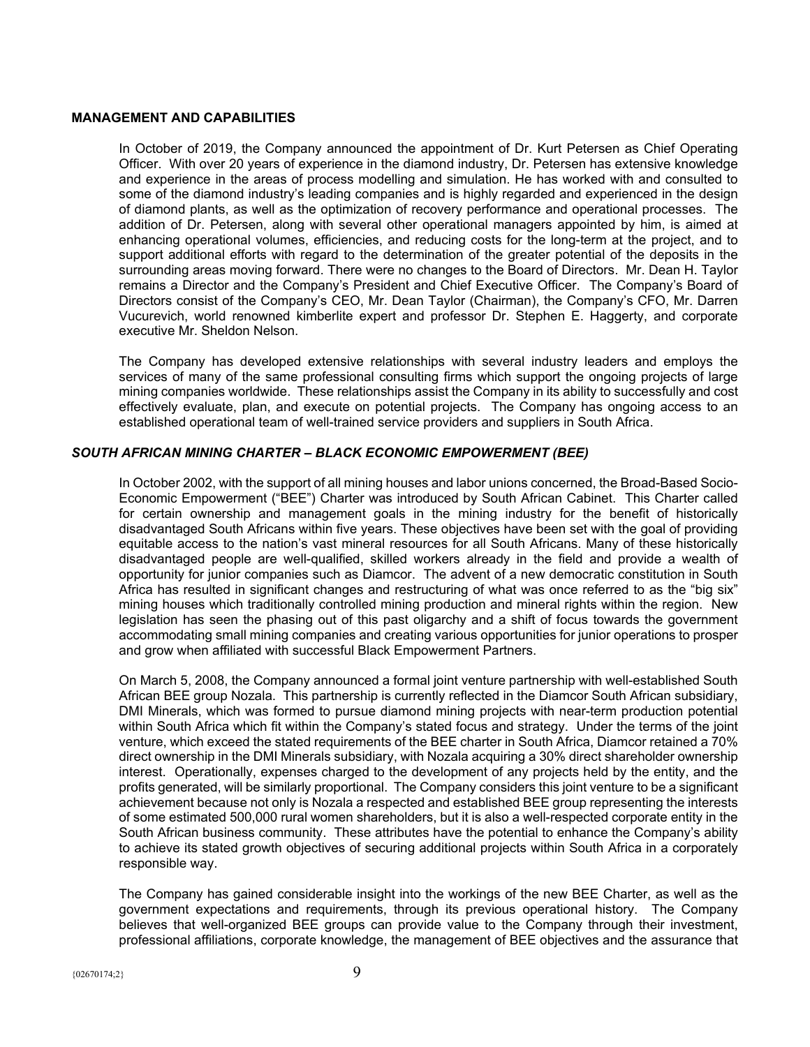## MANAGEMENT AND CAPABILITIES

In October of 2019, the Company announced the appointment of Dr. Kurt Petersen as Chief Operating Officer. With over 20 years of experience in the diamond industry, Dr. Petersen has extensive knowledge and experience in the areas of process modelling and simulation. He has worked with and consulted to some of the diamond industry's leading companies and is highly regarded and experienced in the design of diamond plants, as well as the optimization of recovery performance and operational processes. The addition of Dr. Petersen, along with several other operational managers appointed by him, is aimed at enhancing operational volumes, efficiencies, and reducing costs for the long-term at the project, and to support additional efforts with regard to the determination of the greater potential of the deposits in the surrounding areas moving forward. There were no changes to the Board of Directors. Mr. Dean H. Taylor remains a Director and the Company's President and Chief Executive Officer. The Company's Board of Directors consist of the Company's CEO, Mr. Dean Taylor (Chairman), the Company's CFO, Mr. Darren Vucurevich, world renowned kimberlite expert and professor Dr. Stephen E. Haggerty, and corporate executive Mr. Sheldon Nelson.

The Company has developed extensive relationships with several industry leaders and employs the services of many of the same professional consulting firms which support the ongoing projects of large mining companies worldwide. These relationships assist the Company in its ability to successfully and cost effectively evaluate, plan, and execute on potential projects. The Company has ongoing access to an established operational team of well-trained service providers and suppliers in South Africa.

### *SOUTH AFRICAN MINING CHARTER – BLACK ECONOMIC EMPOWERMENT (BEE)*

In October 2002, with the support of all mining houses and labor unions concerned, the Broad-Based Socio-Economic Empowerment ("BEE") Charter was introduced by South African Cabinet. This Charter called for certain ownership and management goals in the mining industry for the benefit of historically disadvantaged South Africans within five years. These objectives have been set with the goal of providing equitable access to the nation's vast mineral resources for all South Africans. Many of these historically disadvantaged people are well-qualified, skilled workers already in the field and provide a wealth of opportunity for junior companies such as Diamcor. The advent of a new democratic constitution in South Africa has resulted in significant changes and restructuring of what was once referred to as the "big six" mining houses which traditionally controlled mining production and mineral rights within the region. New legislation has seen the phasing out of this past oligarchy and a shift of focus towards the government accommodating small mining companies and creating various opportunities for junior operations to prosper and grow when affiliated with successful Black Empowerment Partners.

On March 5, 2008, the Company announced a formal joint venture partnership with well-established South African BEE group Nozala. This partnership is currently reflected in the Diamcor South African subsidiary, DMI Minerals, which was formed to pursue diamond mining projects with near-term production potential within South Africa which fit within the Company's stated focus and strategy. Under the terms of the joint venture, which exceed the stated requirements of the BEE charter in South Africa, Diamcor retained a 70% direct ownership in the DMI Minerals subsidiary, with Nozala acquiring a 30% direct shareholder ownership interest. Operationally, expenses charged to the development of any projects held by the entity, and the profits generated, will be similarly proportional. The Company considers this joint venture to be a significant achievement because not only is Nozala a respected and established BEE group representing the interests of some estimated 500,000 rural women shareholders, but it is also a well-respected corporate entity in the South African business community. These attributes have the potential to enhance the Company's ability to achieve its stated growth objectives of securing additional projects within South Africa in a corporately responsible way.

The Company has gained considerable insight into the workings of the new BEE Charter, as well as the government expectations and requirements, through its previous operational history. The Company believes that well-organized BEE groups can provide value to the Company through their investment, professional affiliations, corporate knowledge, the management of BEE objectives and the assurance that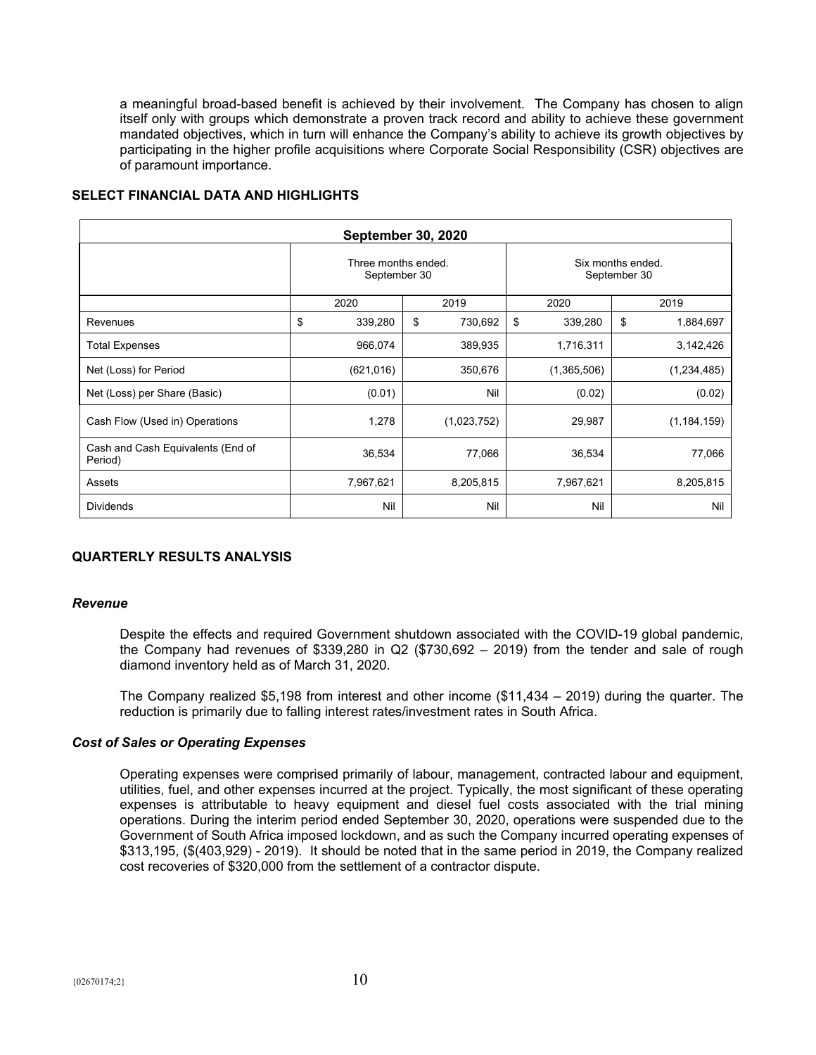a meaningful broad-based benefit is achieved by their involvement. The Company has chosen to align itself only with groups which demonstrate a proven track record and ability to achieve these government mandated objectives, which in turn will enhance the Company's ability to achieve its growth objectives by participating in the higher profile acquisitions where Corporate Social Responsibility (CSR) objectives are of paramount importance.

## SELECT FINANCIAL DATA AND HIGHLIGHTS

| September 30, 2020 | | | | |
|---|---|---|---|---|
| | Three months ended. September 30 | | Six months ended. September 30 | |
| | 2020 | 2019 | 2020 | 2019 |
| Revenues | $ 339,280 | $ 730,692 | $ 339,280 | $ 1,884,697 |
| Total Expenses | 966,074 | 389,935 | 1,716,311 | 3,142,426 |
| Net (Loss) for Period | (621,016) | 350,676 | (1,365,506) | (1,234,485) |
| Net (Loss) per Share (Basic) | (0.01) | Nil | (0.02) | (0.02) |
| Cash Flow (Used in) Operations | 1,278 | (1,023,752) | 29,987 | (1,184,159) |
| Cash and Cash Equivalents (End of Period) | 36,534 | 77,066 | 36,534 | 77,066 |
| Assets | 7,967,621 | 8,205,815 | 7,967,621 | 8,205,815 |
| Dividends | Nil | Nil | Nil | Nil |

## QUARTERLY RESULTS ANALYSIS

### *Revenue*

Despite the effects and required Government shutdown associated with the COVID-19 global pandemic, the Company had revenues of $339,280 in Q2 ($730,692 – 2019) from the tender and sale of rough diamond inventory held as of March 31, 2020.

The Company realized $5,198 from interest and other income ($11,434 – 2019) during the quarter. The reduction is primarily due to falling interest rates/investment rates in South Africa.

### *Cost of Sales or Operating Expenses*

Operating expenses were comprised primarily of labour, management, contracted labour and equipment, utilities, fuel, and other expenses incurred at the project. Typically, the most significant of these operating expenses is attributable to heavy equipment and diesel fuel costs associated with the trial mining operations. During the interim period ended September 30, 2020, operations were suspended due to the Government of South Africa imposed lockdown, and as such the Company incurred operating expenses of $313,195, ($(403,929) - 2019). It should be noted that in the same period in 2019, the Company realized cost recoveries of $320,000 from the settlement of a contractor dispute.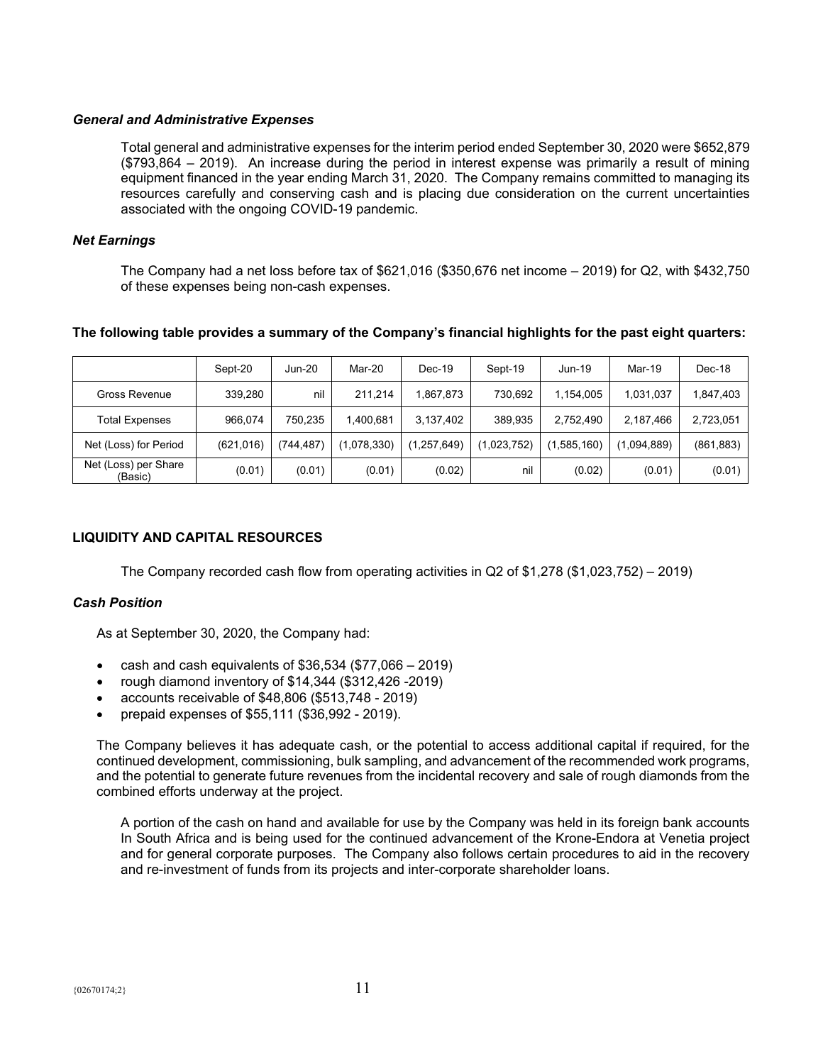### *General and Administrative Expenses*

Total general and administrative expenses for the interim period ended September 30, 2020 were $652,879 ($793,864 – 2019). An increase during the period in interest expense was primarily a result of mining equipment financed in the year ending March 31, 2020. The Company remains committed to managing its resources carefully and conserving cash and is placing due consideration on the current uncertainties associated with the ongoing COVID-19 pandemic.

### *Net Earnings*

The Company had a net loss before tax of $621,016 ($350,676 net income – 2019) for Q2, with $432,750 of these expenses being non-cash expenses.

**The following table provides a summary of the Company's financial highlights for the past eight quarters:**

| | Sept-20 | Jun-20 | Mar-20 | Dec-19 | Sept-19 | Jun-19 | Mar-19 | Dec-18 |
|---|---|---|---|---|---|---|---|---|
| Gross Revenue | 339,280 | nil | 211,214 | 1,867,873 | 730,692 | 1,154,005 | 1,031,037 | 1,847,403 |
| Total Expenses | 966,074 | 750,235 | 1,400,681 | 3,137,402 | 389,935 | 2,752,490 | 2,187,466 | 2,723,051 |
| Net (Loss) for Period | (621,016) | (744,487) | (1,078,330) | (1,257,649) | (1,023,752) | (1,585,160) | (1,094,889) | (861,883) |
| Net (Loss) per Share (Basic) | (0.01) | (0.01) | (0.01) | (0.02) | nil | (0.02) | (0.01) | (0.01) |

## LIQUIDITY AND CAPITAL RESOURCES

The Company recorded cash flow from operating activities in Q2 of $1,278 ($1,023,752) – 2019)

### *Cash Position*

As at September 30, 2020, the Company had:

- cash and cash equivalents of $36,534 ($77,066 – 2019)
- rough diamond inventory of $14,344 ($312,426 -2019)
- accounts receivable of $48,806 ($513,748 - 2019)
- prepaid expenses of $55,111 ($36,992 - 2019).

The Company believes it has adequate cash, or the potential to access additional capital if required, for the continued development, commissioning, bulk sampling, and advancement of the recommended work programs, and the potential to generate future revenues from the incidental recovery and sale of rough diamonds from the combined efforts underway at the project.

A portion of the cash on hand and available for use by the Company was held in its foreign bank accounts In South Africa and is being used for the continued advancement of the Krone-Endora at Venetia project and for general corporate purposes. The Company also follows certain procedures to aid in the recovery and re-investment of funds from its projects and inter-corporate shareholder loans.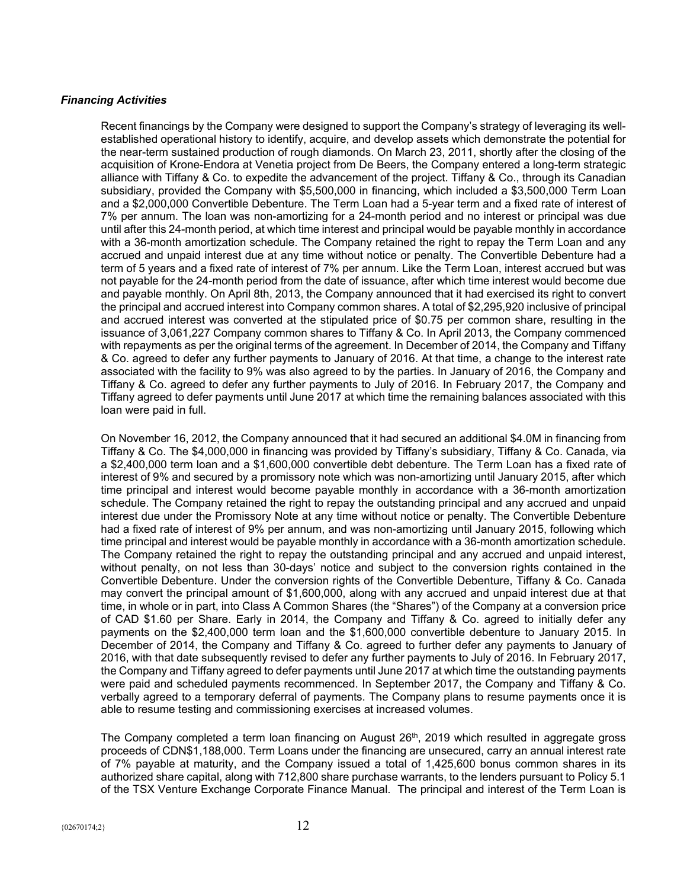### *Financing Activities*

Recent financings by the Company were designed to support the Company's strategy of leveraging its well-established operational history to identify, acquire, and develop assets which demonstrate the potential for the near-term sustained production of rough diamonds. On March 23, 2011, shortly after the closing of the acquisition of Krone-Endora at Venetia project from De Beers, the Company entered a long-term strategic alliance with Tiffany & Co. to expedite the advancement of the project. Tiffany & Co., through its Canadian subsidiary, provided the Company with $5,500,000 in financing, which included a $3,500,000 Term Loan and a $2,000,000 Convertible Debenture. The Term Loan had a 5-year term and a fixed rate of interest of 7% per annum. The loan was non-amortizing for a 24-month period and no interest or principal was due until after this 24-month period, at which time interest and principal would be payable monthly in accordance with a 36-month amortization schedule. The Company retained the right to repay the Term Loan and any accrued and unpaid interest due at any time without notice or penalty. The Convertible Debenture had a term of 5 years and a fixed rate of interest of 7% per annum. Like the Term Loan, interest accrued but was not payable for the 24-month period from the date of issuance, after which time interest would become due and payable monthly. On April 8th, 2013, the Company announced that it had exercised its right to convert the principal and accrued interest into Company common shares. A total of $2,295,920 inclusive of principal and accrued interest was converted at the stipulated price of $0.75 per common share, resulting in the issuance of 3,061,227 Company common shares to Tiffany & Co. In April 2013, the Company commenced with repayments as per the original terms of the agreement. In December of 2014, the Company and Tiffany & Co. agreed to defer any further payments to January of 2016. At that time, a change to the interest rate associated with the facility to 9% was also agreed to by the parties. In January of 2016, the Company and Tiffany & Co. agreed to defer any further payments to July of 2016. In February 2017, the Company and Tiffany agreed to defer payments until June 2017 at which time the remaining balances associated with this loan were paid in full.

On November 16, 2012, the Company announced that it had secured an additional $4.0M in financing from Tiffany & Co. The $4,000,000 in financing was provided by Tiffany's subsidiary, Tiffany & Co. Canada, via a $2,400,000 term loan and a $1,600,000 convertible debt debenture. The Term Loan has a fixed rate of interest of 9% and secured by a promissory note which was non-amortizing until January 2015, after which time principal and interest would become payable monthly in accordance with a 36-month amortization schedule. The Company retained the right to repay the outstanding principal and any accrued and unpaid interest due under the Promissory Note at any time without notice or penalty. The Convertible Debenture had a fixed rate of interest of 9% per annum, and was non-amortizing until January 2015, following which time principal and interest would be payable monthly in accordance with a 36-month amortization schedule. The Company retained the right to repay the outstanding principal and any accrued and unpaid interest, without penalty, on not less than 30-days' notice and subject to the conversion rights contained in the Convertible Debenture. Under the conversion rights of the Convertible Debenture, Tiffany & Co. Canada may convert the principal amount of $1,600,000, along with any accrued and unpaid interest due at that time, in whole or in part, into Class A Common Shares (the "Shares") of the Company at a conversion price of CAD $1.60 per Share. Early in 2014, the Company and Tiffany & Co. agreed to initially defer any payments on the $2,400,000 term loan and the $1,600,000 convertible debenture to January 2015. In December of 2014, the Company and Tiffany & Co. agreed to further defer any payments to January of 2016, with that date subsequently revised to defer any further payments to July of 2016. In February 2017, the Company and Tiffany agreed to defer payments until June 2017 at which time the outstanding payments were paid and scheduled payments recommenced. In September 2017, the Company and Tiffany & Co. verbally agreed to a temporary deferral of payments. The Company plans to resume payments once it is able to resume testing and commissioning exercises at increased volumes.

The Company completed a term loan financing on August 26th, 2019 which resulted in aggregate gross proceeds of CDN$1,188,000. Term Loans under the financing are unsecured, carry an annual interest rate of 7% payable at maturity, and the Company issued a total of 1,425,600 bonus common shares in its authorized share capital, along with 712,800 share purchase warrants, to the lenders pursuant to Policy 5.1 of the TSX Venture Exchange Corporate Finance Manual. The principal and interest of the Term Loan is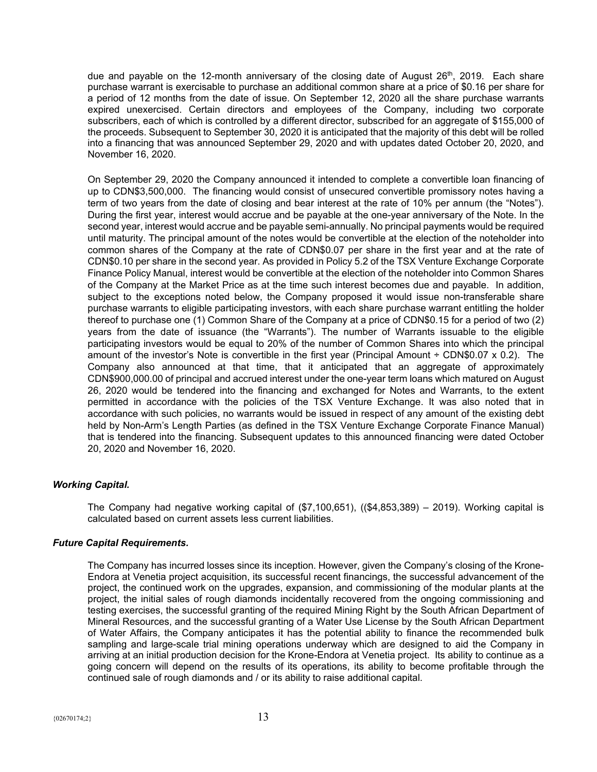due and payable on the 12-month anniversary of the closing date of August 26th, 2019. Each share purchase warrant is exercisable to purchase an additional common share at a price of $0.16 per share for a period of 12 months from the date of issue. On September 12, 2020 all the share purchase warrants expired unexercised. Certain directors and employees of the Company, including two corporate subscribers, each of which is controlled by a different director, subscribed for an aggregate of $155,000 of the proceeds. Subsequent to September 30, 2020 it is anticipated that the majority of this debt will be rolled into a financing that was announced September 29, 2020 and with updates dated October 20, 2020, and November 16, 2020.

On September 29, 2020 the Company announced it intended to complete a convertible loan financing of up to CDN$3,500,000. The financing would consist of unsecured convertible promissory notes having a term of two years from the date of closing and bear interest at the rate of 10% per annum (the "Notes"). During the first year, interest would accrue and be payable at the one-year anniversary of the Note. In the second year, interest would accrue and be payable semi-annually. No principal payments would be required until maturity. The principal amount of the notes would be convertible at the election of the noteholder into common shares of the Company at the rate of CDN$0.07 per share in the first year and at the rate of CDN$0.10 per share in the second year. As provided in Policy 5.2 of the TSX Venture Exchange Corporate Finance Policy Manual, interest would be convertible at the election of the noteholder into Common Shares of the Company at the Market Price as at the time such interest becomes due and payable. In addition, subject to the exceptions noted below, the Company proposed it would issue non-transferable share purchase warrants to eligible participating investors, with each share purchase warrant entitling the holder thereof to purchase one (1) Common Share of the Company at a price of CDN$0.15 for a period of two (2) years from the date of issuance (the "Warrants"). The number of Warrants issuable to the eligible participating investors would be equal to 20% of the number of Common Shares into which the principal amount of the investor's Note is convertible in the first year (Principal Amount ÷ CDN$0.07 x 0.2). The Company also announced at that time, that it anticipated that an aggregate of approximately CDN$900,000.00 of principal and accrued interest under the one-year term loans which matured on August 26, 2020 would be tendered into the financing and exchanged for Notes and Warrants, to the extent permitted in accordance with the policies of the TSX Venture Exchange. It was also noted that in accordance with such policies, no warrants would be issued in respect of any amount of the existing debt held by Non-Arm's Length Parties (as defined in the TSX Venture Exchange Corporate Finance Manual) that is tendered into the financing. Subsequent updates to this announced financing were dated October 20, 2020 and November 16, 2020.

### *Working Capital.*

The Company had negative working capital of ($7,100,651), (($4,853,389) – 2019). Working capital is calculated based on current assets less current liabilities.

### *Future Capital Requirements.*

The Company has incurred losses since its inception. However, given the Company's closing of the Krone-Endora at Venetia project acquisition, its successful recent financings, the successful advancement of the project, the continued work on the upgrades, expansion, and commissioning of the modular plants at the project, the initial sales of rough diamonds incidentally recovered from the ongoing commissioning and testing exercises, the successful granting of the required Mining Right by the South African Department of Mineral Resources, and the successful granting of a Water Use License by the South African Department of Water Affairs, the Company anticipates it has the potential ability to finance the recommended bulk sampling and large-scale trial mining operations underway which are designed to aid the Company in arriving at an initial production decision for the Krone-Endora at Venetia project. Its ability to continue as a going concern will depend on the results of its operations, its ability to become profitable through the continued sale of rough diamonds and / or its ability to raise additional capital.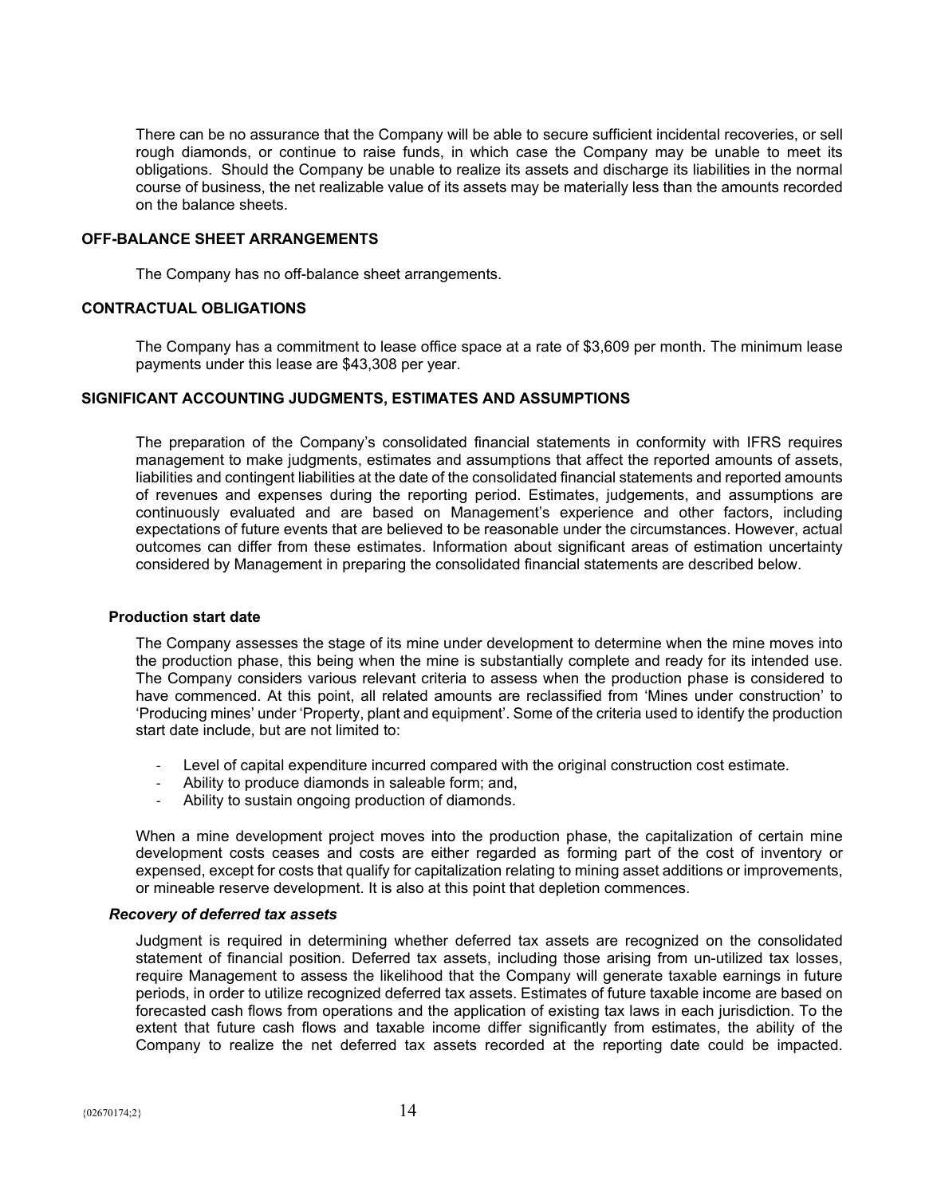There can be no assurance that the Company will be able to secure sufficient incidental recoveries, or sell rough diamonds, or continue to raise funds, in which case the Company may be unable to meet its obligations. Should the Company be unable to realize its assets and discharge its liabilities in the normal course of business, the net realizable value of its assets may be materially less than the amounts recorded on the balance sheets.

## OFF-BALANCE SHEET ARRANGEMENTS

The Company has no off-balance sheet arrangements.

## CONTRACTUAL OBLIGATIONS

The Company has a commitment to lease office space at a rate of $3,609 per month. The minimum lease payments under this lease are $43,308 per year.

## SIGNIFICANT ACCOUNTING JUDGMENTS, ESTIMATES AND ASSUMPTIONS

The preparation of the Company's consolidated financial statements in conformity with IFRS requires management to make judgments, estimates and assumptions that affect the reported amounts of assets, liabilities and contingent liabilities at the date of the consolidated financial statements and reported amounts of revenues and expenses during the reporting period. Estimates, judgements, and assumptions are continuously evaluated and are based on Management's experience and other factors, including expectations of future events that are believed to be reasonable under the circumstances. However, actual outcomes can differ from these estimates. Information about significant areas of estimation uncertainty considered by Management in preparing the consolidated financial statements are described below.

### Production start date

The Company assesses the stage of its mine under development to determine when the mine moves into the production phase, this being when the mine is substantially complete and ready for its intended use. The Company considers various relevant criteria to assess when the production phase is considered to have commenced. At this point, all related amounts are reclassified from 'Mines under construction' to 'Producing mines' under 'Property, plant and equipment'. Some of the criteria used to identify the production start date include, but are not limited to:

- Level of capital expenditure incurred compared with the original construction cost estimate.
- Ability to produce diamonds in saleable form; and,
- Ability to sustain ongoing production of diamonds.

When a mine development project moves into the production phase, the capitalization of certain mine development costs ceases and costs are either regarded as forming part of the cost of inventory or expensed, except for costs that qualify for capitalization relating to mining asset additions or improvements, or mineable reserve development. It is also at this point that depletion commences.

### *Recovery of deferred tax assets*

Judgment is required in determining whether deferred tax assets are recognized on the consolidated statement of financial position. Deferred tax assets, including those arising from un-utilized tax losses, require Management to assess the likelihood that the Company will generate taxable earnings in future periods, in order to utilize recognized deferred tax assets. Estimates of future taxable income are based on forecasted cash flows from operations and the application of existing tax laws in each jurisdiction. To the extent that future cash flows and taxable income differ significantly from estimates, the ability of the Company to realize the net deferred tax assets recorded at the reporting date could be impacted.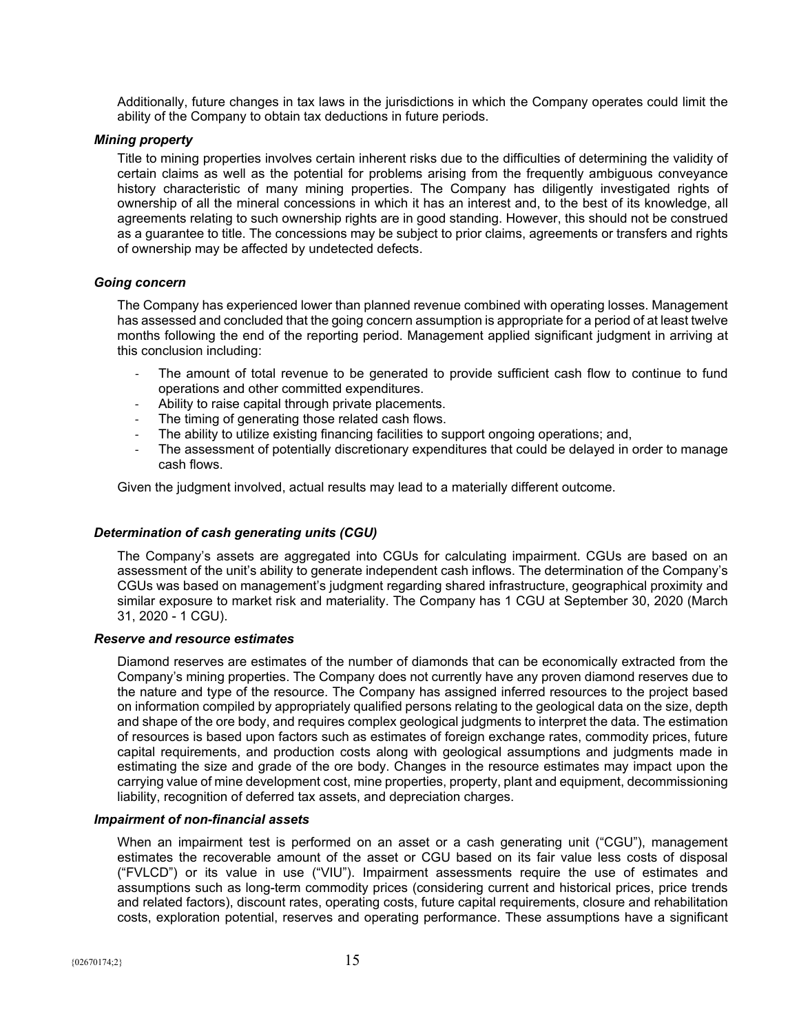Additionally, future changes in tax laws in the jurisdictions in which the Company operates could limit the ability of the Company to obtain tax deductions in future periods.

***Mining property***

Title to mining properties involves certain inherent risks due to the difficulties of determining the validity of certain claims as well as the potential for problems arising from the frequently ambiguous conveyance history characteristic of many mining properties. The Company has diligently investigated rights of ownership of all the mineral concessions in which it has an interest and, to the best of its knowledge, all agreements relating to such ownership rights are in good standing. However, this should not be construed as a guarantee to title. The concessions may be subject to prior claims, agreements or transfers and rights of ownership may be affected by undetected defects.

***Going concern***

The Company has experienced lower than planned revenue combined with operating losses. Management has assessed and concluded that the going concern assumption is appropriate for a period of at least twelve months following the end of the reporting period. Management applied significant judgment in arriving at this conclusion including:

- The amount of total revenue to be generated to provide sufficient cash flow to continue to fund operations and other committed expenditures.
- Ability to raise capital through private placements.
- The timing of generating those related cash flows.
- The ability to utilize existing financing facilities to support ongoing operations; and,
- The assessment of potentially discretionary expenditures that could be delayed in order to manage cash flows.

Given the judgment involved, actual results may lead to a materially different outcome.

***Determination of cash generating units (CGU)***

The Company's assets are aggregated into CGUs for calculating impairment. CGUs are based on an assessment of the unit's ability to generate independent cash inflows. The determination of the Company's CGUs was based on management's judgment regarding shared infrastructure, geographical proximity and similar exposure to market risk and materiality. The Company has 1 CGU at September 30, 2020 (March 31, 2020 - 1 CGU).

***Reserve and resource estimates***

Diamond reserves are estimates of the number of diamonds that can be economically extracted from the Company's mining properties. The Company does not currently have any proven diamond reserves due to the nature and type of the resource. The Company has assigned inferred resources to the project based on information compiled by appropriately qualified persons relating to the geological data on the size, depth and shape of the ore body, and requires complex geological judgments to interpret the data. The estimation of resources is based upon factors such as estimates of foreign exchange rates, commodity prices, future capital requirements, and production costs along with geological assumptions and judgments made in estimating the size and grade of the ore body. Changes in the resource estimates may impact upon the carrying value of mine development cost, mine properties, property, plant and equipment, decommissioning liability, recognition of deferred tax assets, and depreciation charges.

***Impairment of non-financial assets***

When an impairment test is performed on an asset or a cash generating unit ("CGU"), management estimates the recoverable amount of the asset or CGU based on its fair value less costs of disposal ("FVLCD") or its value in use ("VIU"). Impairment assessments require the use of estimates and assumptions such as long-term commodity prices (considering current and historical prices, price trends and related factors), discount rates, operating costs, future capital requirements, closure and rehabilitation costs, exploration potential, reserves and operating performance. These assumptions have a significant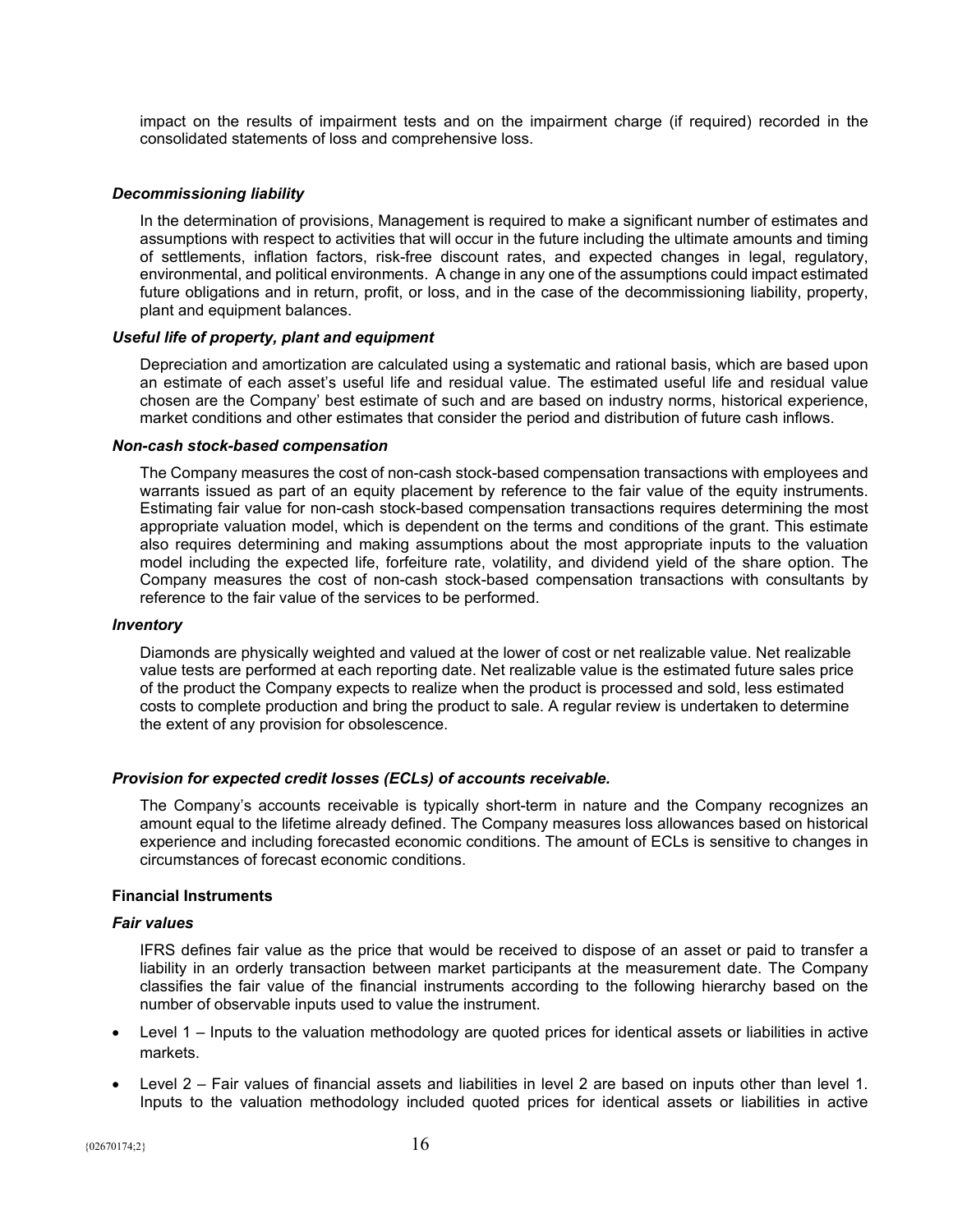impact on the results of impairment tests and on the impairment charge (if required) recorded in the consolidated statements of loss and comprehensive loss.

***Decommissioning liability***

In the determination of provisions, Management is required to make a significant number of estimates and assumptions with respect to activities that will occur in the future including the ultimate amounts and timing of settlements, inflation factors, risk-free discount rates, and expected changes in legal, regulatory, environmental, and political environments. A change in any one of the assumptions could impact estimated future obligations and in return, profit, or loss, and in the case of the decommissioning liability, property, plant and equipment balances.

***Useful life of property, plant and equipment***

Depreciation and amortization are calculated using a systematic and rational basis, which are based upon an estimate of each asset's useful life and residual value. The estimated useful life and residual value chosen are the Company' best estimate of such and are based on industry norms, historical experience, market conditions and other estimates that consider the period and distribution of future cash inflows.

***Non-cash stock-based compensation***

The Company measures the cost of non-cash stock-based compensation transactions with employees and warrants issued as part of an equity placement by reference to the fair value of the equity instruments. Estimating fair value for non-cash stock-based compensation transactions requires determining the most appropriate valuation model, which is dependent on the terms and conditions of the grant. This estimate also requires determining and making assumptions about the most appropriate inputs to the valuation model including the expected life, forfeiture rate, volatility, and dividend yield of the share option. The Company measures the cost of non-cash stock-based compensation transactions with consultants by reference to the fair value of the services to be performed.

***Inventory***

Diamonds are physically weighted and valued at the lower of cost or net realizable value. Net realizable value tests are performed at each reporting date. Net realizable value is the estimated future sales price of the product the Company expects to realize when the product is processed and sold, less estimated costs to complete production and bring the product to sale. A regular review is undertaken to determine the extent of any provision for obsolescence.

***Provision for expected credit losses (ECLs) of accounts receivable.***

The Company's accounts receivable is typically short-term in nature and the Company recognizes an amount equal to the lifetime already defined. The Company measures loss allowances based on historical experience and including forecasted economic conditions. The amount of ECLs is sensitive to changes in circumstances of forecast economic conditions.

**Financial Instruments**

***Fair values***

IFRS defines fair value as the price that would be received to dispose of an asset or paid to transfer a liability in an orderly transaction between market participants at the measurement date. The Company classifies the fair value of the financial instruments according to the following hierarchy based on the number of observable inputs used to value the instrument.

- Level 1 – Inputs to the valuation methodology are quoted prices for identical assets or liabilities in active markets.
- Level 2 – Fair values of financial assets and liabilities in level 2 are based on inputs other than level 1. Inputs to the valuation methodology included quoted prices for identical assets or liabilities in active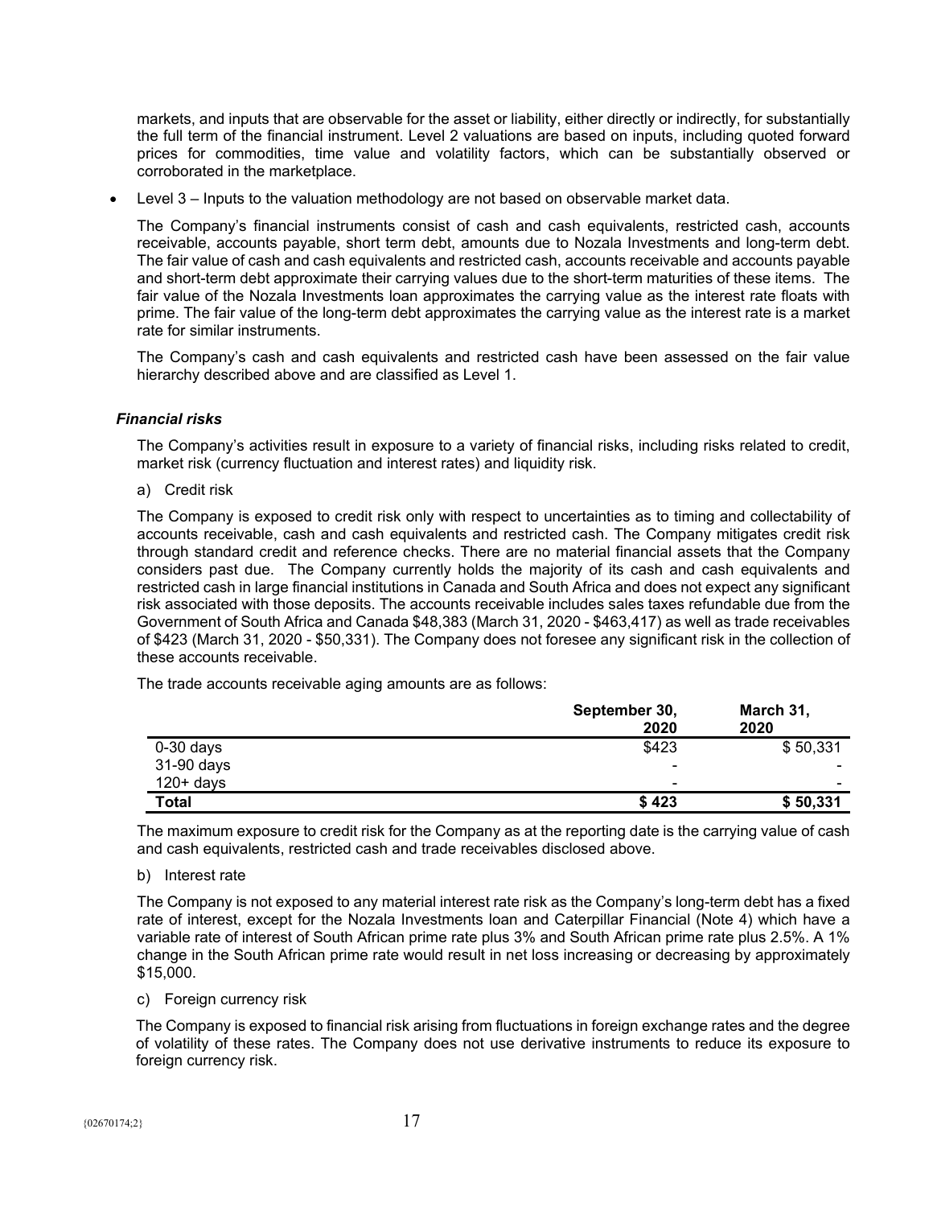markets, and inputs that are observable for the asset or liability, either directly or indirectly, for substantially the full term of the financial instrument. Level 2 valuations are based on inputs, including quoted forward prices for commodities, time value and volatility factors, which can be substantially observed or corroborated in the marketplace.

- Level 3 – Inputs to the valuation methodology are not based on observable market data.

The Company's financial instruments consist of cash and cash equivalents, restricted cash, accounts receivable, accounts payable, short term debt, amounts due to Nozala Investments and long-term debt. The fair value of cash and cash equivalents and restricted cash, accounts receivable and accounts payable and short-term debt approximate their carrying values due to the short-term maturities of these items. The fair value of the Nozala Investments loan approximates the carrying value as the interest rate floats with prime. The fair value of the long-term debt approximates the carrying value as the interest rate is a market rate for similar instruments.

The Company's cash and cash equivalents and restricted cash have been assessed on the fair value hierarchy described above and are classified as Level 1.

***Financial risks***

The Company's activities result in exposure to a variety of financial risks, including risks related to credit, market risk (currency fluctuation and interest rates) and liquidity risk.

a) Credit risk

The Company is exposed to credit risk only with respect to uncertainties as to timing and collectability of accounts receivable, cash and cash equivalents and restricted cash. The Company mitigates credit risk through standard credit and reference checks. There are no material financial assets that the Company considers past due. The Company currently holds the majority of its cash and cash equivalents and restricted cash in large financial institutions in Canada and South Africa and does not expect any significant risk associated with those deposits. The accounts receivable includes sales taxes refundable due from the Government of South Africa and Canada $48,383 (March 31, 2020 - $463,417) as well as trade receivables of $423 (March 31, 2020 - $50,331). The Company does not foresee any significant risk in the collection of these accounts receivable.

The trade accounts receivable aging amounts are as follows:

| | September 30, 2020 | March 31, 2020 |
|---|---|---|
| 0-30 days | $423 | $ 50,331 |
| 31-90 days | - | - |
| 120+ days | - | - |
| **Total** | **$ 423** | **$ 50,331** |

The maximum exposure to credit risk for the Company as at the reporting date is the carrying value of cash and cash equivalents, restricted cash and trade receivables disclosed above.

b) Interest rate

The Company is not exposed to any material interest rate risk as the Company's long-term debt has a fixed rate of interest, except for the Nozala Investments loan and Caterpillar Financial (Note 4) which have a variable rate of interest of South African prime rate plus 3% and South African prime rate plus 2.5%. A 1% change in the South African prime rate would result in net loss increasing or decreasing by approximately $15,000.

c) Foreign currency risk

The Company is exposed to financial risk arising from fluctuations in foreign exchange rates and the degree of volatility of these rates. The Company does not use derivative instruments to reduce its exposure to foreign currency risk.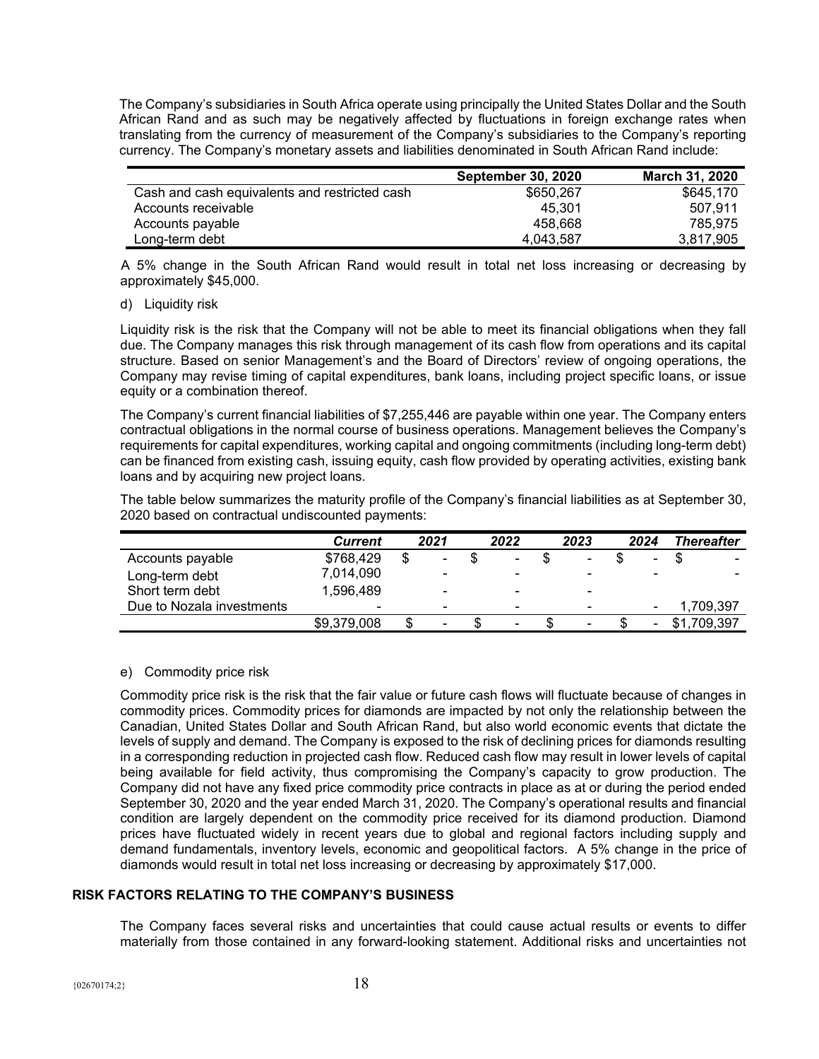The Company's subsidiaries in South Africa operate using principally the United States Dollar and the South African Rand and as such may be negatively affected by fluctuations in foreign exchange rates when translating from the currency of measurement of the Company's subsidiaries to the Company's reporting currency. The Company's monetary assets and liabilities denominated in South African Rand include:

| | September 30, 2020 | March 31, 2020 |
|---|---|---|
| Cash and cash equivalents and restricted cash | $650,267 | $645,170 |
| Accounts receivable | 45,301 | 507,911 |
| Accounts payable | 458,668 | 785,975 |
| Long-term debt | 4,043,587 | 3,817,905 |

A 5% change in the South African Rand would result in total net loss increasing or decreasing by approximately $45,000.

d) Liquidity risk

Liquidity risk is the risk that the Company will not be able to meet its financial obligations when they fall due. The Company manages this risk through management of its cash flow from operations and its capital structure. Based on senior Management's and the Board of Directors' review of ongoing operations, the Company may revise timing of capital expenditures, bank loans, including project specific loans, or issue equity or a combination thereof.

The Company's current financial liabilities of $7,255,446 are payable within one year. The Company enters contractual obligations in the normal course of business operations. Management believes the Company's requirements for capital expenditures, working capital and ongoing commitments (including long-term debt) can be financed from existing cash, issuing equity, cash flow provided by operating activities, existing bank loans and by acquiring new project loans.

The table below summarizes the maturity profile of the Company's financial liabilities as at September 30, 2020 based on contractual undiscounted payments:

| | *Current* | *2021* | *2022* | *2023* | *2024* | *Thereafter* |
|---|---|---|---|---|---|---|
| Accounts payable | $768,429 | $ - | $ - | $ - | $ - | $ - |
| Long-term debt | 7,014,090 | - | - | - | - | - |
| Short term debt | 1,596,489 | - | - | - | | |
| Due to Nozala investments | - | - | - | - | - | 1,709,397 |
| | $9,379,008 | $ - | $ - | $ - | $ - | $1,709,397 |

e) Commodity price risk

Commodity price risk is the risk that the fair value or future cash flows will fluctuate because of changes in commodity prices. Commodity prices for diamonds are impacted by not only the relationship between the Canadian, United States Dollar and South African Rand, but also world economic events that dictate the levels of supply and demand. The Company is exposed to the risk of declining prices for diamonds resulting in a corresponding reduction in projected cash flow. Reduced cash flow may result in lower levels of capital being available for field activity, thus compromising the Company's capacity to grow production. The Company did not have any fixed price commodity price contracts in place as at or during the period ended September 30, 2020 and the year ended March 31, 2020. The Company's operational results and financial condition are largely dependent on the commodity price received for its diamond production. Diamond prices have fluctuated widely in recent years due to global and regional factors including supply and demand fundamentals, inventory levels, economic and geopolitical factors. A 5% change in the price of diamonds would result in total net loss increasing or decreasing by approximately $17,000.

## RISK FACTORS RELATING TO THE COMPANY'S BUSINESS

The Company faces several risks and uncertainties that could cause actual results or events to differ materially from those contained in any forward-looking statement. Additional risks and uncertainties not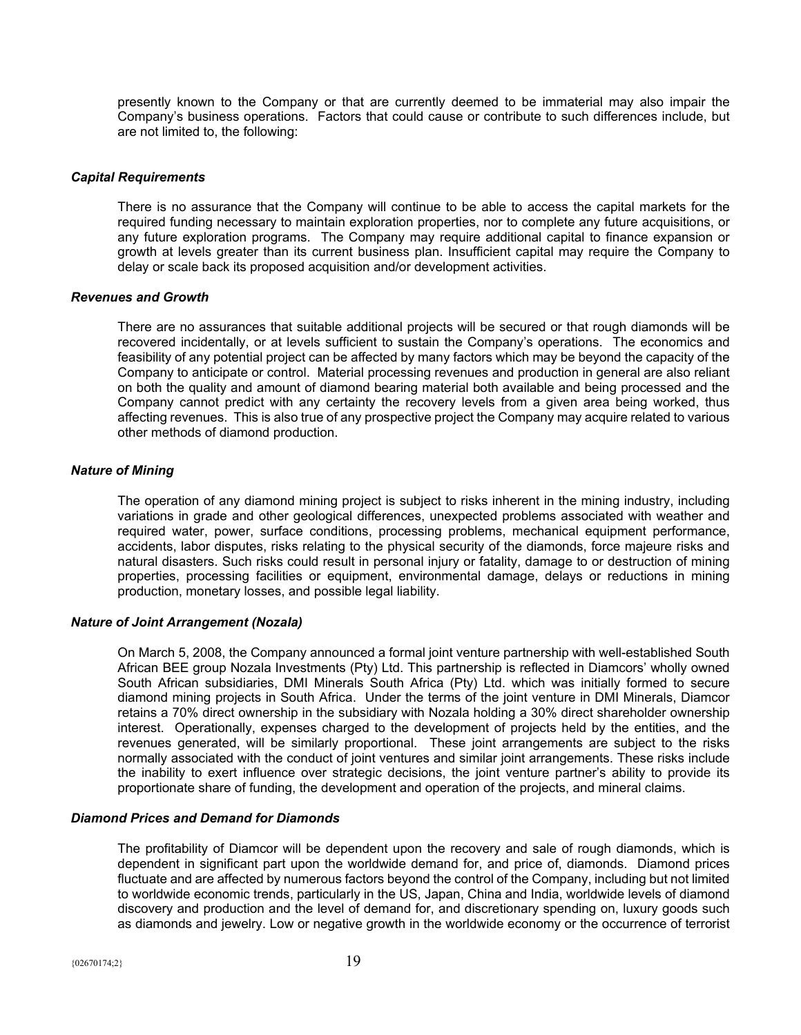presently known to the Company or that are currently deemed to be immaterial may also impair the Company's business operations. Factors that could cause or contribute to such differences include, but are not limited to, the following:

***Capital Requirements***

There is no assurance that the Company will continue to be able to access the capital markets for the required funding necessary to maintain exploration properties, nor to complete any future acquisitions, or any future exploration programs. The Company may require additional capital to finance expansion or growth at levels greater than its current business plan. Insufficient capital may require the Company to delay or scale back its proposed acquisition and/or development activities.

***Revenues and Growth***

There are no assurances that suitable additional projects will be secured or that rough diamonds will be recovered incidentally, or at levels sufficient to sustain the Company's operations. The economics and feasibility of any potential project can be affected by many factors which may be beyond the capacity of the Company to anticipate or control. Material processing revenues and production in general are also reliant on both the quality and amount of diamond bearing material both available and being processed and the Company cannot predict with any certainty the recovery levels from a given area being worked, thus affecting revenues. This is also true of any prospective project the Company may acquire related to various other methods of diamond production.

***Nature of Mining***

The operation of any diamond mining project is subject to risks inherent in the mining industry, including variations in grade and other geological differences, unexpected problems associated with weather and required water, power, surface conditions, processing problems, mechanical equipment performance, accidents, labor disputes, risks relating to the physical security of the diamonds, force majeure risks and natural disasters. Such risks could result in personal injury or fatality, damage to or destruction of mining properties, processing facilities or equipment, environmental damage, delays or reductions in mining production, monetary losses, and possible legal liability.

***Nature of Joint Arrangement (Nozala)***

On March 5, 2008, the Company announced a formal joint venture partnership with well-established South African BEE group Nozala Investments (Pty) Ltd. This partnership is reflected in Diamcors' wholly owned South African subsidiaries, DMI Minerals South Africa (Pty) Ltd. which was initially formed to secure diamond mining projects in South Africa. Under the terms of the joint venture in DMI Minerals, Diamcor retains a 70% direct ownership in the subsidiary with Nozala holding a 30% direct shareholder ownership interest. Operationally, expenses charged to the development of projects held by the entities, and the revenues generated, will be similarly proportional. These joint arrangements are subject to the risks normally associated with the conduct of joint ventures and similar joint arrangements. These risks include the inability to exert influence over strategic decisions, the joint venture partner's ability to provide its proportionate share of funding, the development and operation of the projects, and mineral claims.

***Diamond Prices and Demand for Diamonds***

The profitability of Diamcor will be dependent upon the recovery and sale of rough diamonds, which is dependent in significant part upon the worldwide demand for, and price of, diamonds. Diamond prices fluctuate and are affected by numerous factors beyond the control of the Company, including but not limited to worldwide economic trends, particularly in the US, Japan, China and India, worldwide levels of diamond discovery and production and the level of demand for, and discretionary spending on, luxury goods such as diamonds and jewelry. Low or negative growth in the worldwide economy or the occurrence of terrorist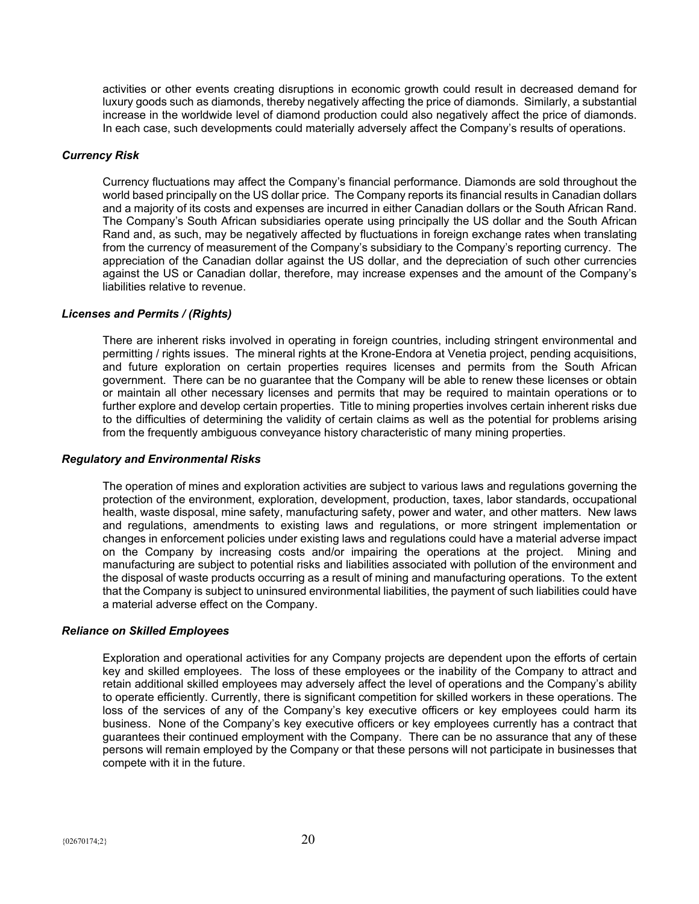activities or other events creating disruptions in economic growth could result in decreased demand for luxury goods such as diamonds, thereby negatively affecting the price of diamonds. Similarly, a substantial increase in the worldwide level of diamond production could also negatively affect the price of diamonds. In each case, such developments could materially adversely affect the Company's results of operations.

***Currency Risk***

Currency fluctuations may affect the Company's financial performance. Diamonds are sold throughout the world based principally on the US dollar price. The Company reports its financial results in Canadian dollars and a majority of its costs and expenses are incurred in either Canadian dollars or the South African Rand. The Company's South African subsidiaries operate using principally the US dollar and the South African Rand and, as such, may be negatively affected by fluctuations in foreign exchange rates when translating from the currency of measurement of the Company's subsidiary to the Company's reporting currency. The appreciation of the Canadian dollar against the US dollar, and the depreciation of such other currencies against the US or Canadian dollar, therefore, may increase expenses and the amount of the Company's liabilities relative to revenue.

***Licenses and Permits / (Rights)***

There are inherent risks involved in operating in foreign countries, including stringent environmental and permitting / rights issues. The mineral rights at the Krone-Endora at Venetia project, pending acquisitions, and future exploration on certain properties requires licenses and permits from the South African government. There can be no guarantee that the Company will be able to renew these licenses or obtain or maintain all other necessary licenses and permits that may be required to maintain operations or to further explore and develop certain properties. Title to mining properties involves certain inherent risks due to the difficulties of determining the validity of certain claims as well as the potential for problems arising from the frequently ambiguous conveyance history characteristic of many mining properties.

***Regulatory and Environmental Risks***

The operation of mines and exploration activities are subject to various laws and regulations governing the protection of the environment, exploration, development, production, taxes, labor standards, occupational health, waste disposal, mine safety, manufacturing safety, power and water, and other matters. New laws and regulations, amendments to existing laws and regulations, or more stringent implementation or changes in enforcement policies under existing laws and regulations could have a material adverse impact on the Company by increasing costs and/or impairing the operations at the project. Mining and manufacturing are subject to potential risks and liabilities associated with pollution of the environment and the disposal of waste products occurring as a result of mining and manufacturing operations. To the extent that the Company is subject to uninsured environmental liabilities, the payment of such liabilities could have a material adverse effect on the Company.

***Reliance on Skilled Employees***

Exploration and operational activities for any Company projects are dependent upon the efforts of certain key and skilled employees. The loss of these employees or the inability of the Company to attract and retain additional skilled employees may adversely affect the level of operations and the Company's ability to operate efficiently. Currently, there is significant competition for skilled workers in these operations. The loss of the services of any of the Company's key executive officers or key employees could harm its business. None of the Company's key executive officers or key employees currently has a contract that guarantees their continued employment with the Company. There can be no assurance that any of these persons will remain employed by the Company or that these persons will not participate in businesses that compete with it in the future.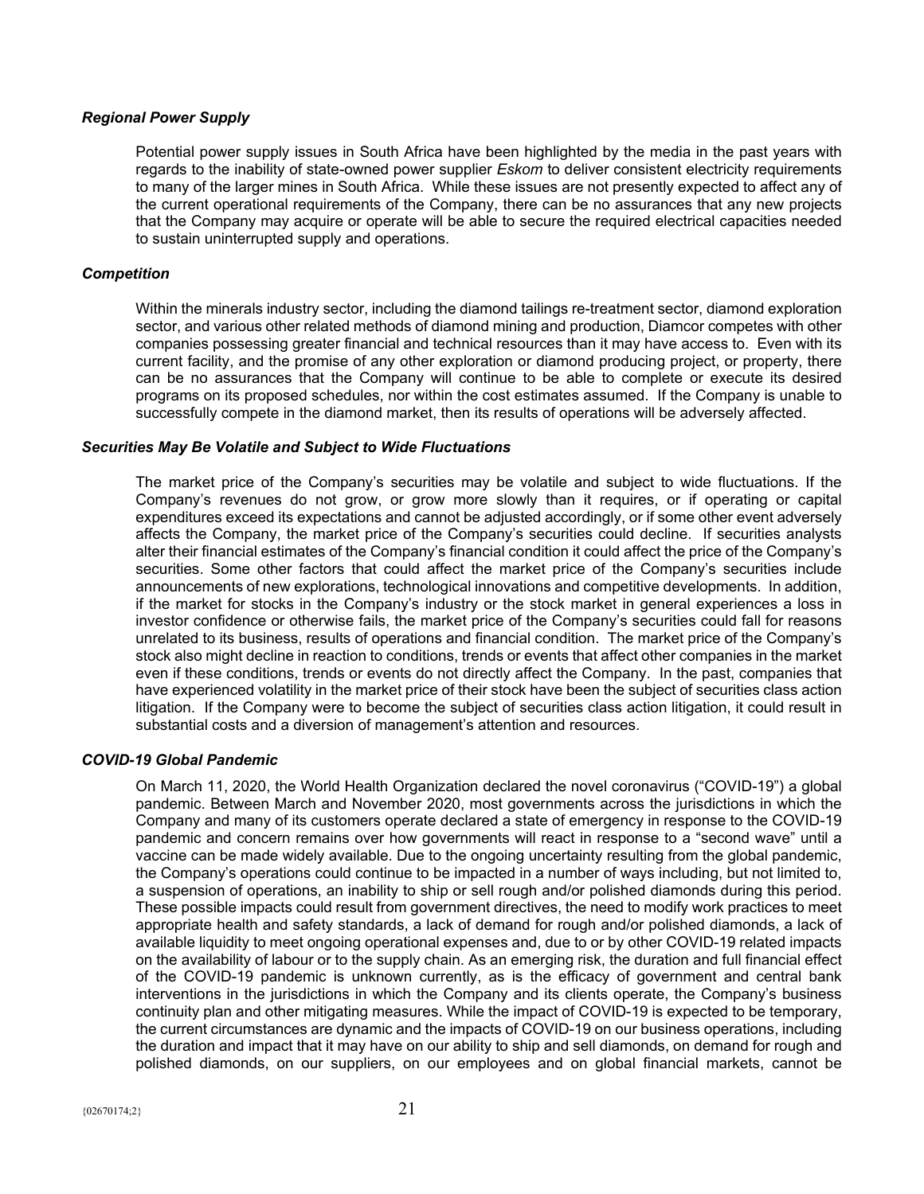### *Regional Power Supply*

Potential power supply issues in South Africa have been highlighted by the media in the past years with regards to the inability of state-owned power supplier *Eskom* to deliver consistent electricity requirements to many of the larger mines in South Africa. While these issues are not presently expected to affect any of the current operational requirements of the Company, there can be no assurances that any new projects that the Company may acquire or operate will be able to secure the required electrical capacities needed to sustain uninterrupted supply and operations.

### *Competition*

Within the minerals industry sector, including the diamond tailings re-treatment sector, diamond exploration sector, and various other related methods of diamond mining and production, Diamcor competes with other companies possessing greater financial and technical resources than it may have access to. Even with its current facility, and the promise of any other exploration or diamond producing project, or property, there can be no assurances that the Company will continue to be able to complete or execute its desired programs on its proposed schedules, nor within the cost estimates assumed. If the Company is unable to successfully compete in the diamond market, then its results of operations will be adversely affected.

### *Securities May Be Volatile and Subject to Wide Fluctuations*

The market price of the Company's securities may be volatile and subject to wide fluctuations. If the Company's revenues do not grow, or grow more slowly than it requires, or if operating or capital expenditures exceed its expectations and cannot be adjusted accordingly, or if some other event adversely affects the Company, the market price of the Company's securities could decline. If securities analysts alter their financial estimates of the Company's financial condition it could affect the price of the Company's securities. Some other factors that could affect the market price of the Company's securities include announcements of new explorations, technological innovations and competitive developments. In addition, if the market for stocks in the Company's industry or the stock market in general experiences a loss in investor confidence or otherwise fails, the market price of the Company's securities could fall for reasons unrelated to its business, results of operations and financial condition. The market price of the Company's stock also might decline in reaction to conditions, trends or events that affect other companies in the market even if these conditions, trends or events do not directly affect the Company. In the past, companies that have experienced volatility in the market price of their stock have been the subject of securities class action litigation. If the Company were to become the subject of securities class action litigation, it could result in substantial costs and a diversion of management's attention and resources.

### *COVID-19 Global Pandemic*

On March 11, 2020, the World Health Organization declared the novel coronavirus ("COVID-19") a global pandemic. Between March and November 2020, most governments across the jurisdictions in which the Company and many of its customers operate declared a state of emergency in response to the COVID-19 pandemic and concern remains over how governments will react in response to a "second wave" until a vaccine can be made widely available. Due to the ongoing uncertainty resulting from the global pandemic, the Company's operations could continue to be impacted in a number of ways including, but not limited to, a suspension of operations, an inability to ship or sell rough and/or polished diamonds during this period. These possible impacts could result from government directives, the need to modify work practices to meet appropriate health and safety standards, a lack of demand for rough and/or polished diamonds, a lack of available liquidity to meet ongoing operational expenses and, due to or by other COVID-19 related impacts on the availability of labour or to the supply chain. As an emerging risk, the duration and full financial effect of the COVID-19 pandemic is unknown currently, as is the efficacy of government and central bank interventions in the jurisdictions in which the Company and its clients operate, the Company's business continuity plan and other mitigating measures. While the impact of COVID-19 is expected to be temporary, the current circumstances are dynamic and the impacts of COVID-19 on our business operations, including the duration and impact that it may have on our ability to ship and sell diamonds, on demand for rough and polished diamonds, on our suppliers, on our employees and on global financial markets, cannot be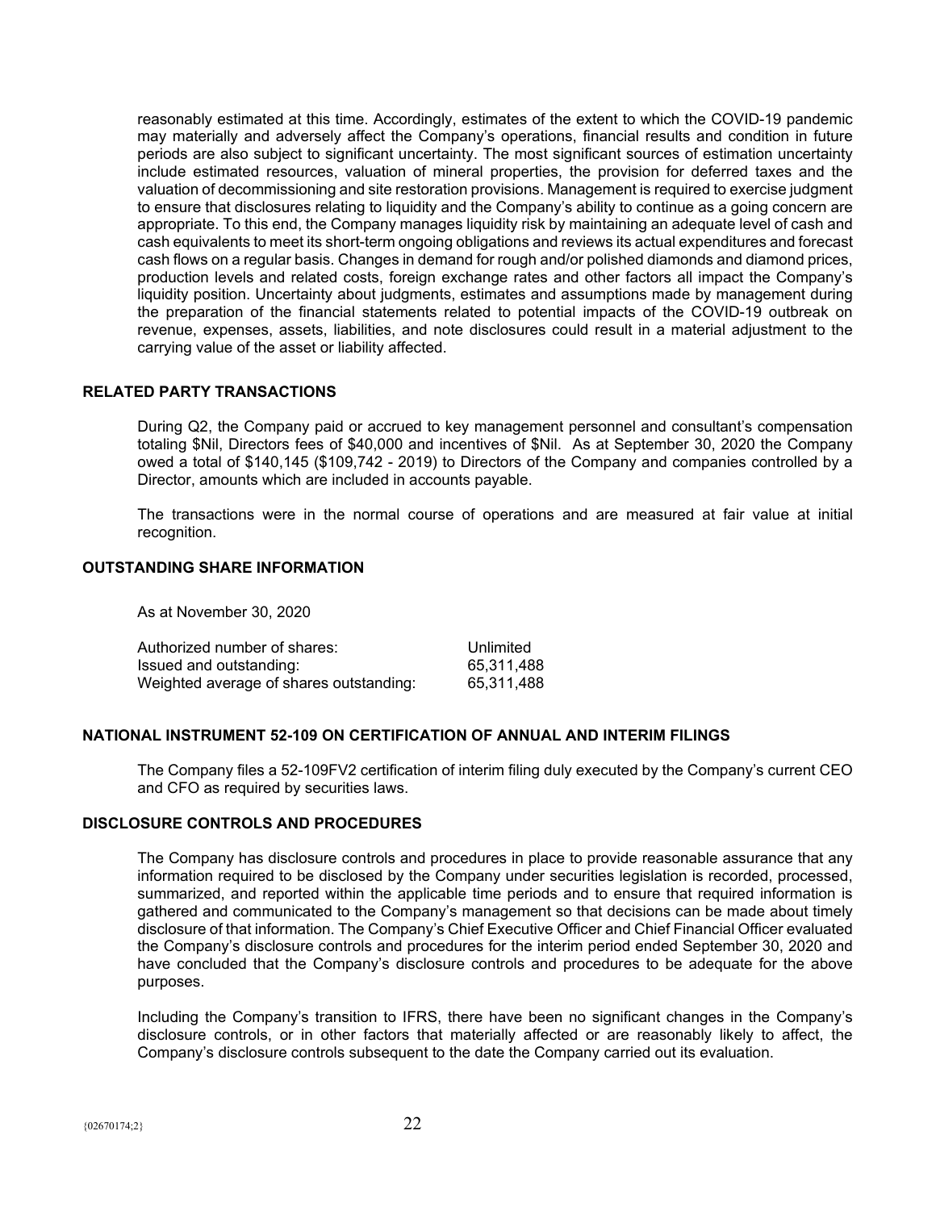reasonably estimated at this time. Accordingly, estimates of the extent to which the COVID-19 pandemic may materially and adversely affect the Company's operations, financial results and condition in future periods are also subject to significant uncertainty. The most significant sources of estimation uncertainty include estimated resources, valuation of mineral properties, the provision for deferred taxes and the valuation of decommissioning and site restoration provisions. Management is required to exercise judgment to ensure that disclosures relating to liquidity and the Company's ability to continue as a going concern are appropriate. To this end, the Company manages liquidity risk by maintaining an adequate level of cash and cash equivalents to meet its short-term ongoing obligations and reviews its actual expenditures and forecast cash flows on a regular basis. Changes in demand for rough and/or polished diamonds and diamond prices, production levels and related costs, foreign exchange rates and other factors all impact the Company's liquidity position. Uncertainty about judgments, estimates and assumptions made by management during the preparation of the financial statements related to potential impacts of the COVID-19 outbreak on revenue, expenses, assets, liabilities, and note disclosures could result in a material adjustment to the carrying value of the asset or liability affected.

## RELATED PARTY TRANSACTIONS

During Q2, the Company paid or accrued to key management personnel and consultant's compensation totaling $Nil, Directors fees of $40,000 and incentives of $Nil. As at September 30, 2020 the Company owed a total of $140,145 ($109,742 - 2019) to Directors of the Company and companies controlled by a Director, amounts which are included in accounts payable.

The transactions were in the normal course of operations and are measured at fair value at initial recognition.

## OUTSTANDING SHARE INFORMATION

As at November 30, 2020

| | |
|---|---|
| Authorized number of shares: | Unlimited |
| Issued and outstanding: | 65,311,488 |
| Weighted average of shares outstanding: | 65,311,488 |

## NATIONAL INSTRUMENT 52-109 ON CERTIFICATION OF ANNUAL AND INTERIM FILINGS

The Company files a 52-109FV2 certification of interim filing duly executed by the Company's current CEO and CFO as required by securities laws.

## DISCLOSURE CONTROLS AND PROCEDURES

The Company has disclosure controls and procedures in place to provide reasonable assurance that any information required to be disclosed by the Company under securities legislation is recorded, processed, summarized, and reported within the applicable time periods and to ensure that required information is gathered and communicated to the Company's management so that decisions can be made about timely disclosure of that information. The Company's Chief Executive Officer and Chief Financial Officer evaluated the Company's disclosure controls and procedures for the interim period ended September 30, 2020 and have concluded that the Company's disclosure controls and procedures to be adequate for the above purposes.

Including the Company's transition to IFRS, there have been no significant changes in the Company's disclosure controls, or in other factors that materially affected or are reasonably likely to affect, the Company's disclosure controls subsequent to the date the Company carried out its evaluation.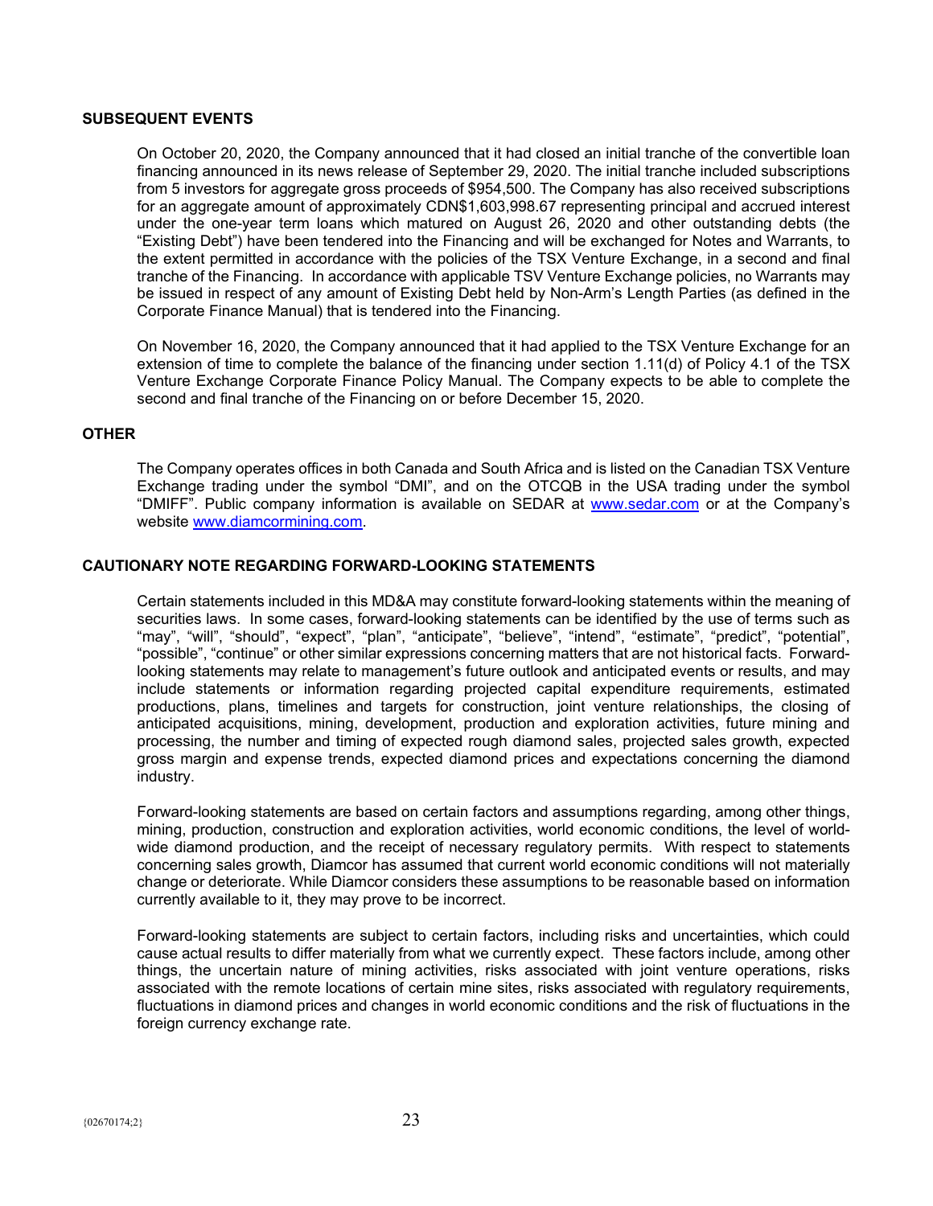## SUBSEQUENT EVENTS

On October 20, 2020, the Company announced that it had closed an initial tranche of the convertible loan financing announced in its news release of September 29, 2020. The initial tranche included subscriptions from 5 investors for aggregate gross proceeds of $954,500. The Company has also received subscriptions for an aggregate amount of approximately CDN$1,603,998.67 representing principal and accrued interest under the one-year term loans which matured on August 26, 2020 and other outstanding debts (the "Existing Debt") have been tendered into the Financing and will be exchanged for Notes and Warrants, to the extent permitted in accordance with the policies of the TSX Venture Exchange, in a second and final tranche of the Financing. In accordance with applicable TSV Venture Exchange policies, no Warrants may be issued in respect of any amount of Existing Debt held by Non-Arm's Length Parties (as defined in the Corporate Finance Manual) that is tendered into the Financing.

On November 16, 2020, the Company announced that it had applied to the TSX Venture Exchange for an extension of time to complete the balance of the financing under section 1.11(d) of Policy 4.1 of the TSX Venture Exchange Corporate Finance Policy Manual. The Company expects to be able to complete the second and final tranche of the Financing on or before December 15, 2020.

## OTHER

The Company operates offices in both Canada and South Africa and is listed on the Canadian TSX Venture Exchange trading under the symbol "DMI", and on the OTCQB in the USA trading under the symbol "DMIFF". Public company information is available on SEDAR at www.sedar.com or at the Company's website www.diamcormining.com.

## CAUTIONARY NOTE REGARDING FORWARD-LOOKING STATEMENTS

Certain statements included in this MD&A may constitute forward-looking statements within the meaning of securities laws. In some cases, forward-looking statements can be identified by the use of terms such as "may", "will", "should", "expect", "plan", "anticipate", "believe", "intend", "estimate", "predict", "potential", "possible", "continue" or other similar expressions concerning matters that are not historical facts. Forward-looking statements may relate to management's future outlook and anticipated events or results, and may include statements or information regarding projected capital expenditure requirements, estimated productions, plans, timelines and targets for construction, joint venture relationships, the closing of anticipated acquisitions, mining, development, production and exploration activities, future mining and processing, the number and timing of expected rough diamond sales, projected sales growth, expected gross margin and expense trends, expected diamond prices and expectations concerning the diamond industry.

Forward-looking statements are based on certain factors and assumptions regarding, among other things, mining, production, construction and exploration activities, world economic conditions, the level of world-wide diamond production, and the receipt of necessary regulatory permits. With respect to statements concerning sales growth, Diamcor has assumed that current world economic conditions will not materially change or deteriorate. While Diamcor considers these assumptions to be reasonable based on information currently available to it, they may prove to be incorrect.

Forward-looking statements are subject to certain factors, including risks and uncertainties, which could cause actual results to differ materially from what we currently expect. These factors include, among other things, the uncertain nature of mining activities, risks associated with joint venture operations, risks associated with the remote locations of certain mine sites, risks associated with regulatory requirements, fluctuations in diamond prices and changes in world economic conditions and the risk of fluctuations in the foreign currency exchange rate.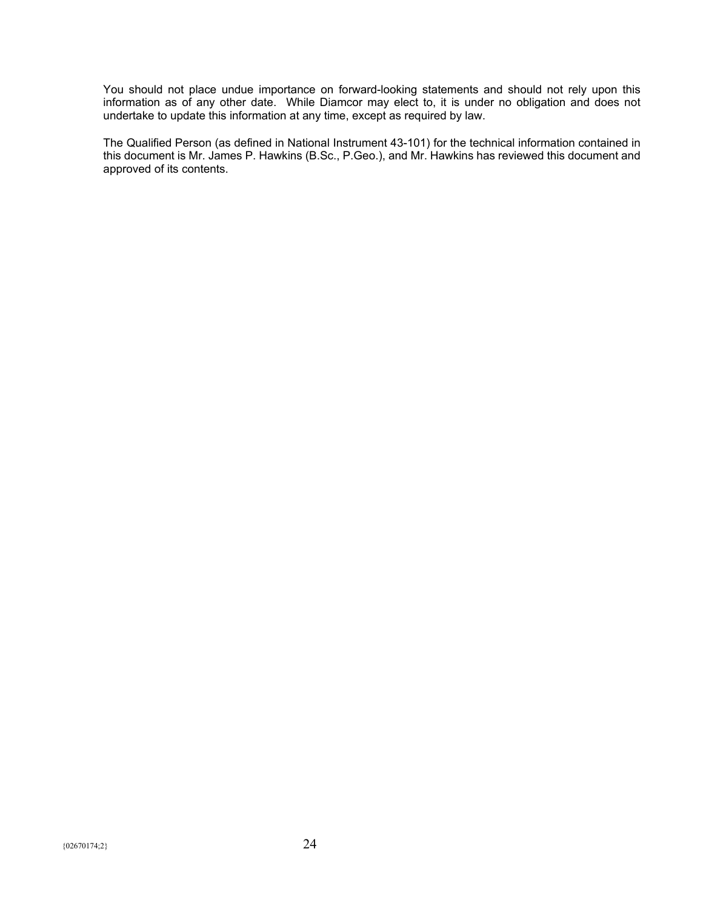You should not place undue importance on forward-looking statements and should not rely upon this information as of any other date. While Diamcor may elect to, it is under no obligation and does not undertake to update this information at any time, except as required by law.

The Qualified Person (as defined in National Instrument 43-101) for the technical information contained in this document is Mr. James P. Hawkins (B.Sc., P.Geo.), and Mr. Hawkins has reviewed this document and approved of its contents.